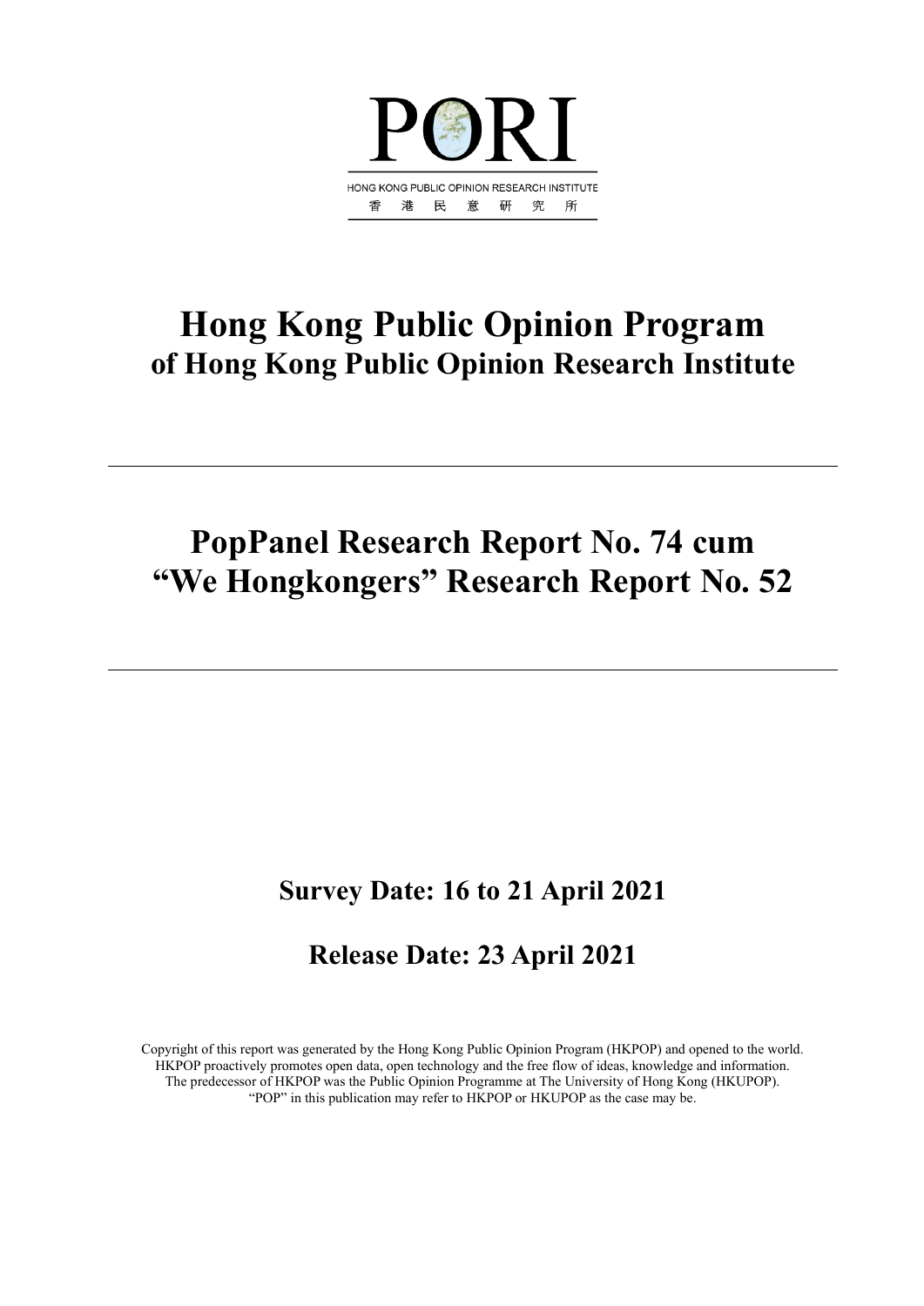PORI

HONG KONG PUBLIC OPINION RESEARCH INSTITUTE

香 港 民 意 研 究 所

# Hong Kong Public Opinion Program
## of Hong Kong Public Opinion Research Institute

---

# PopPanel Research Report No. 74 cum "We Hongkongers" Research Report No. 52

---

## Survey Date: 16 to 21 April 2021

## Release Date: 23 April 2021

Copyright of this report was generated by the Hong Kong Public Opinion Program (HKPOP) and opened to the world. HKPOP proactively promotes open data, open technology and the free flow of ideas, knowledge and information. The predecessor of HKPOP was the Public Opinion Programme at The University of Hong Kong (HKUPOP). "POP" in this publication may refer to HKPOP or HKUPOP as the case may be.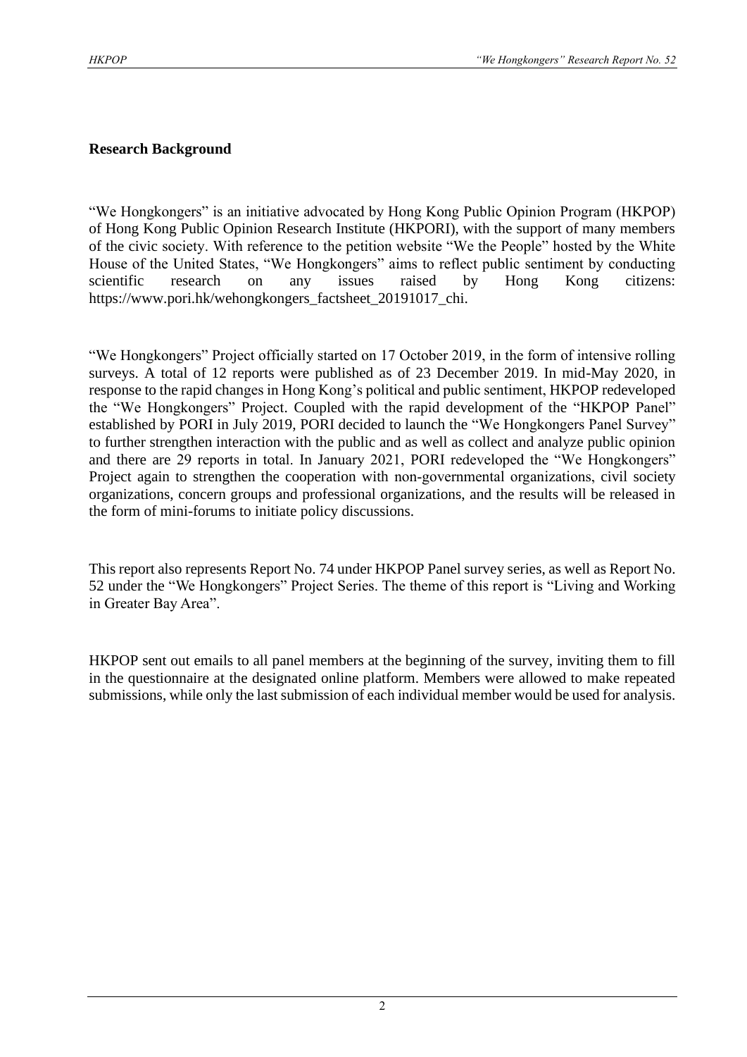## Research Background

"We Hongkongers" is an initiative advocated by Hong Kong Public Opinion Program (HKPOP) of Hong Kong Public Opinion Research Institute (HKPORI), with the support of many members of the civic society. With reference to the petition website "We the People" hosted by the White House of the United States, "We Hongkongers" aims to reflect public sentiment by conducting scientific research on any issues raised by Hong Kong citizens: https://www.pori.hk/wehongkongers_factsheet_20191017_chi.

"We Hongkongers" Project officially started on 17 October 2019, in the form of intensive rolling surveys. A total of 12 reports were published as of 23 December 2019. In mid-May 2020, in response to the rapid changes in Hong Kong's political and public sentiment, HKPOP redeveloped the "We Hongkongers" Project. Coupled with the rapid development of the "HKPOP Panel" established by PORI in July 2019, PORI decided to launch the "We Hongkongers Panel Survey" to further strengthen interaction with the public and as well as collect and analyze public opinion and there are 29 reports in total. In January 2021, PORI redeveloped the "We Hongkongers" Project again to strengthen the cooperation with non-governmental organizations, civil society organizations, concern groups and professional organizations, and the results will be released in the form of mini-forums to initiate policy discussions.

This report also represents Report No. 74 under HKPOP Panel survey series, as well as Report No. 52 under the "We Hongkongers" Project Series. The theme of this report is "Living and Working in Greater Bay Area".

HKPOP sent out emails to all panel members at the beginning of the survey, inviting them to fill in the questionnaire at the designated online platform. Members were allowed to make repeated submissions, while only the last submission of each individual member would be used for analysis.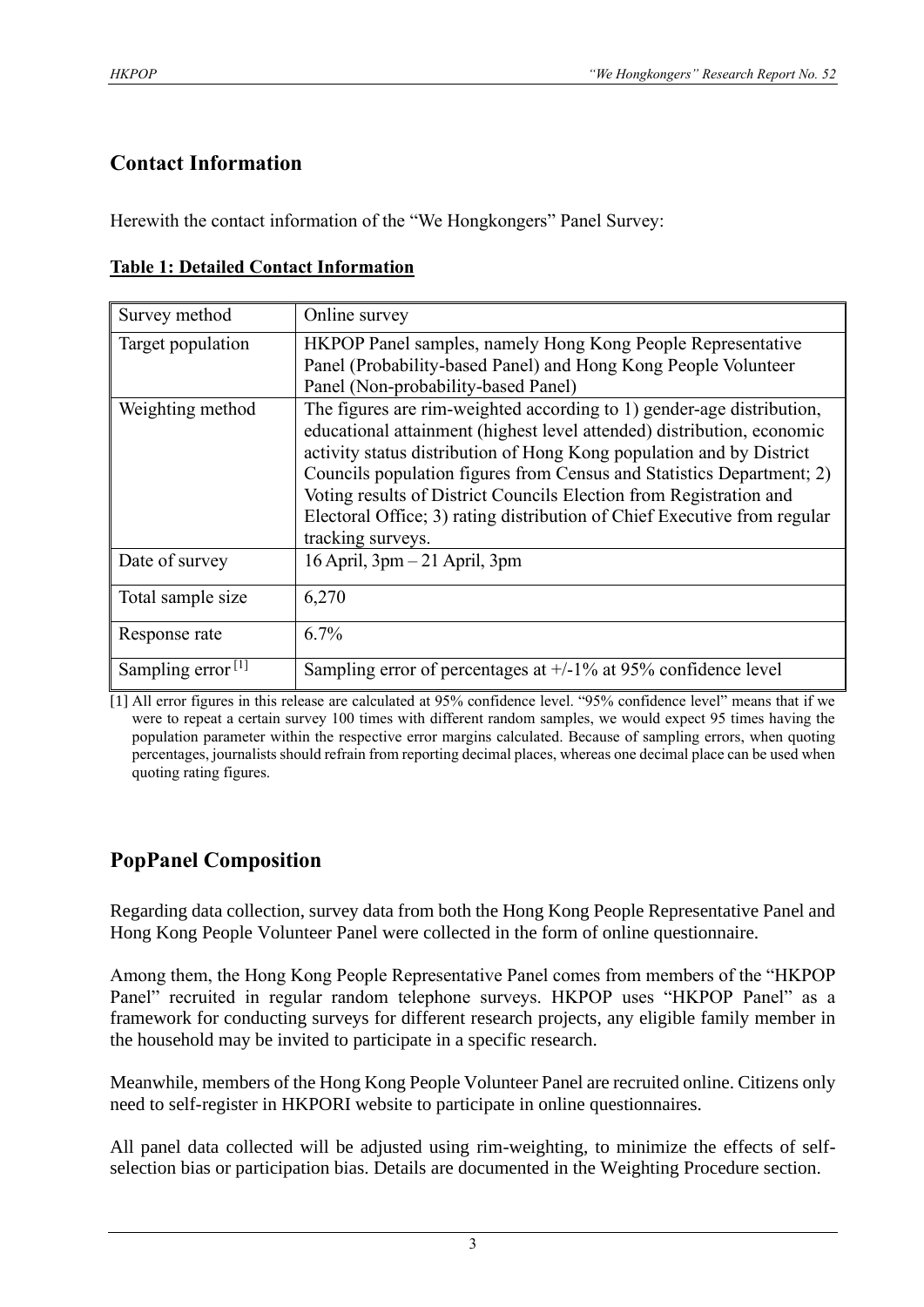## Contact Information

Herewith the contact information of the "We Hongkongers" Panel Survey:

**Table 1: Detailed Contact Information**

| Survey method | Online survey |
|---|---|
| Target population | HKPOP Panel samples, namely Hong Kong People Representative Panel (Probability-based Panel) and Hong Kong People Volunteer Panel (Non-probability-based Panel) |
| Weighting method | The figures are rim-weighted according to 1) gender-age distribution, educational attainment (highest level attended) distribution, economic activity status distribution of Hong Kong population and by District Councils population figures from Census and Statistics Department; 2) Voting results of District Councils Election from Registration and Electoral Office; 3) rating distribution of Chief Executive from regular tracking surveys. |
| Date of survey | 16 April, 3pm – 21 April, 3pm |
| Total sample size | 6,270 |
| Response rate | 6.7% |
| Sampling error [1] | Sampling error of percentages at +/-1% at 95% confidence level |

[1] All error figures in this release are calculated at 95% confidence level. "95% confidence level" means that if we were to repeat a certain survey 100 times with different random samples, we would expect 95 times having the population parameter within the respective error margins calculated. Because of sampling errors, when quoting percentages, journalists should refrain from reporting decimal places, whereas one decimal place can be used when quoting rating figures.

## PopPanel Composition

Regarding data collection, survey data from both the Hong Kong People Representative Panel and Hong Kong People Volunteer Panel were collected in the form of online questionnaire.

Among them, the Hong Kong People Representative Panel comes from members of the "HKPOP Panel" recruited in regular random telephone surveys. HKPOP uses "HKPOP Panel" as a framework for conducting surveys for different research projects, any eligible family member in the household may be invited to participate in a specific research.

Meanwhile, members of the Hong Kong People Volunteer Panel are recruited online. Citizens only need to self-register in HKPORI website to participate in online questionnaires.

All panel data collected will be adjusted using rim-weighting, to minimize the effects of self-selection bias or participation bias. Details are documented in the Weighting Procedure section.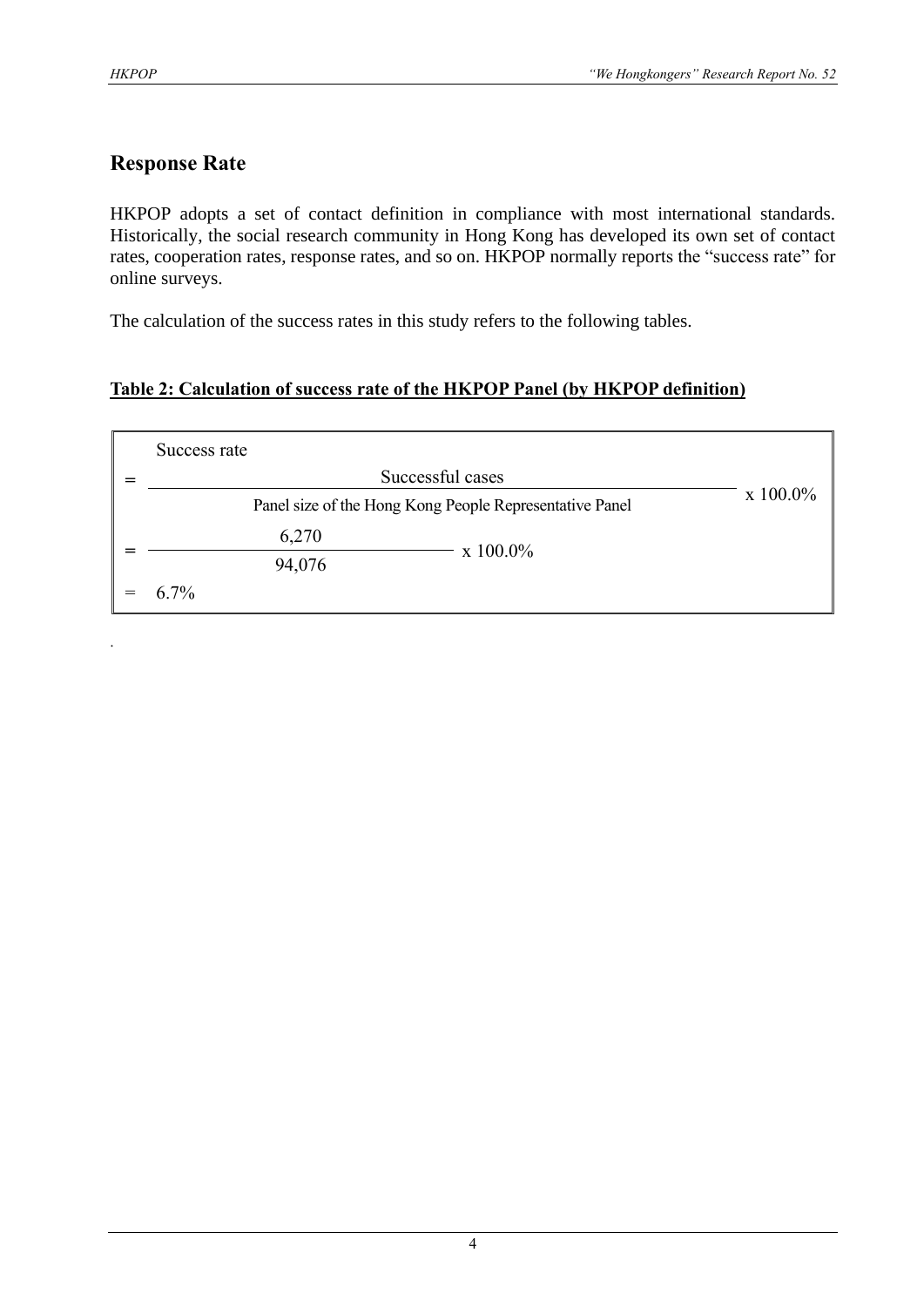## Response Rate

HKPOP adopts a set of contact definition in compliance with most international standards. Historically, the social research community in Hong Kong has developed its own set of contact rates, cooperation rates, response rates, and so on. HKPOP normally reports the "success rate" for online surveys.

The calculation of the success rates in this study refers to the following tables.

**Table 2: Calculation of success rate of the HKPOP Panel (by HKPOP definition)**

Success rate

$$= \frac{\text{Successful cases}}{\text{Panel size of the Hong Kong People Representative Panel}} \times 100.0\%$$

$$= \frac{6{,}270}{94{,}076} \times 100.0\%$$

$$= 6.7\%$$

.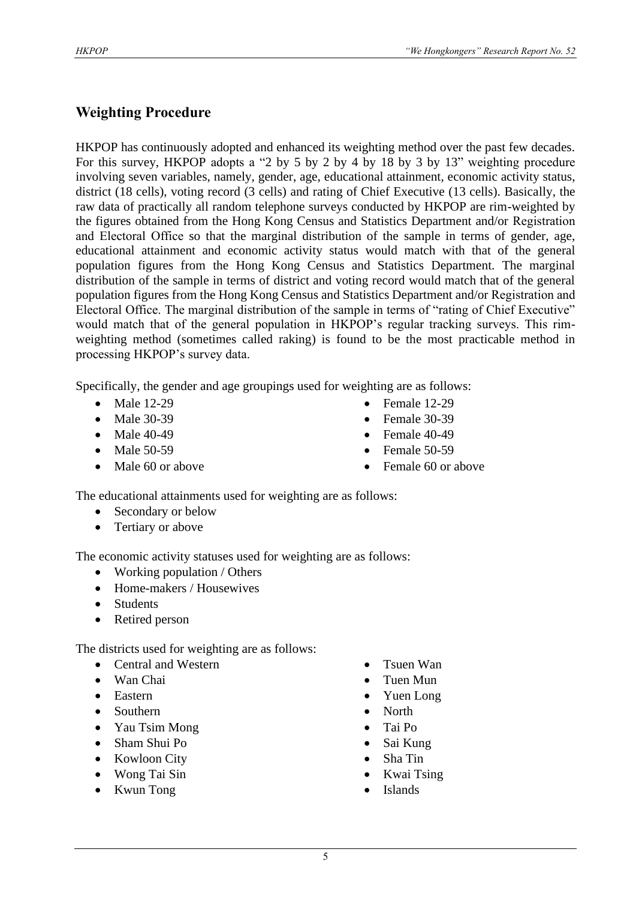## Weighting Procedure

HKPOP has continuously adopted and enhanced its weighting method over the past few decades. For this survey, HKPOP adopts a "2 by 5 by 2 by 4 by 18 by 3 by 13" weighting procedure involving seven variables, namely, gender, age, educational attainment, economic activity status, district (18 cells), voting record (3 cells) and rating of Chief Executive (13 cells). Basically, the raw data of practically all random telephone surveys conducted by HKPOP are rim-weighted by the figures obtained from the Hong Kong Census and Statistics Department and/or Registration and Electoral Office so that the marginal distribution of the sample in terms of gender, age, educational attainment and economic activity status would match with that of the general population figures from the Hong Kong Census and Statistics Department. The marginal distribution of the sample in terms of district and voting record would match that of the general population figures from the Hong Kong Census and Statistics Department and/or Registration and Electoral Office. The marginal distribution of the sample in terms of "rating of Chief Executive" would match that of the general population in HKPOP's regular tracking surveys. This rim-weighting method (sometimes called raking) is found to be the most practicable method in processing HKPOP's survey data.

Specifically, the gender and age groupings used for weighting are as follows:

- Male 12-29
- Male 30-39
- Male 40-49
- Male 50-59
- Male 60 or above
- Female 12-29
- Female 30-39
- Female 40-49
- Female 50-59
- Female 60 or above

The educational attainments used for weighting are as follows:

- Secondary or below
- Tertiary or above

The economic activity statuses used for weighting are as follows:

- Working population / Others
- Home-makers / Housewives
- Students
- Retired person

The districts used for weighting are as follows:

- Central and Western
- Wan Chai
- Eastern
- Southern
- Yau Tsim Mong
- Sham Shui Po
- Kowloon City
- Wong Tai Sin
- Kwun Tong
- Tsuen Wan
- Tuen Mun
- Yuen Long
- North
- Tai Po
- Sai Kung
- Sha Tin
- Kwai Tsing
- Islands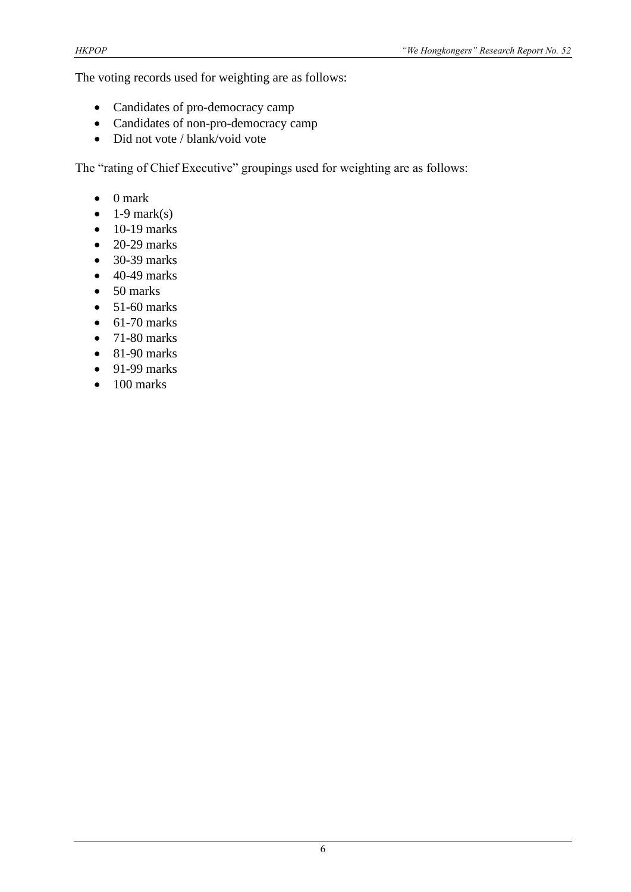The voting records used for weighting are as follows:

- Candidates of pro-democracy camp
- Candidates of non-pro-democracy camp
- Did not vote / blank/void vote

The "rating of Chief Executive" groupings used for weighting are as follows:

- 0 mark
- 1-9 mark(s)
- 10-19 marks
- 20-29 marks
- 30-39 marks
- 40-49 marks
- 50 marks
- 51-60 marks
- 61-70 marks
- 71-80 marks
- 81-90 marks
- 91-99 marks
- 100 marks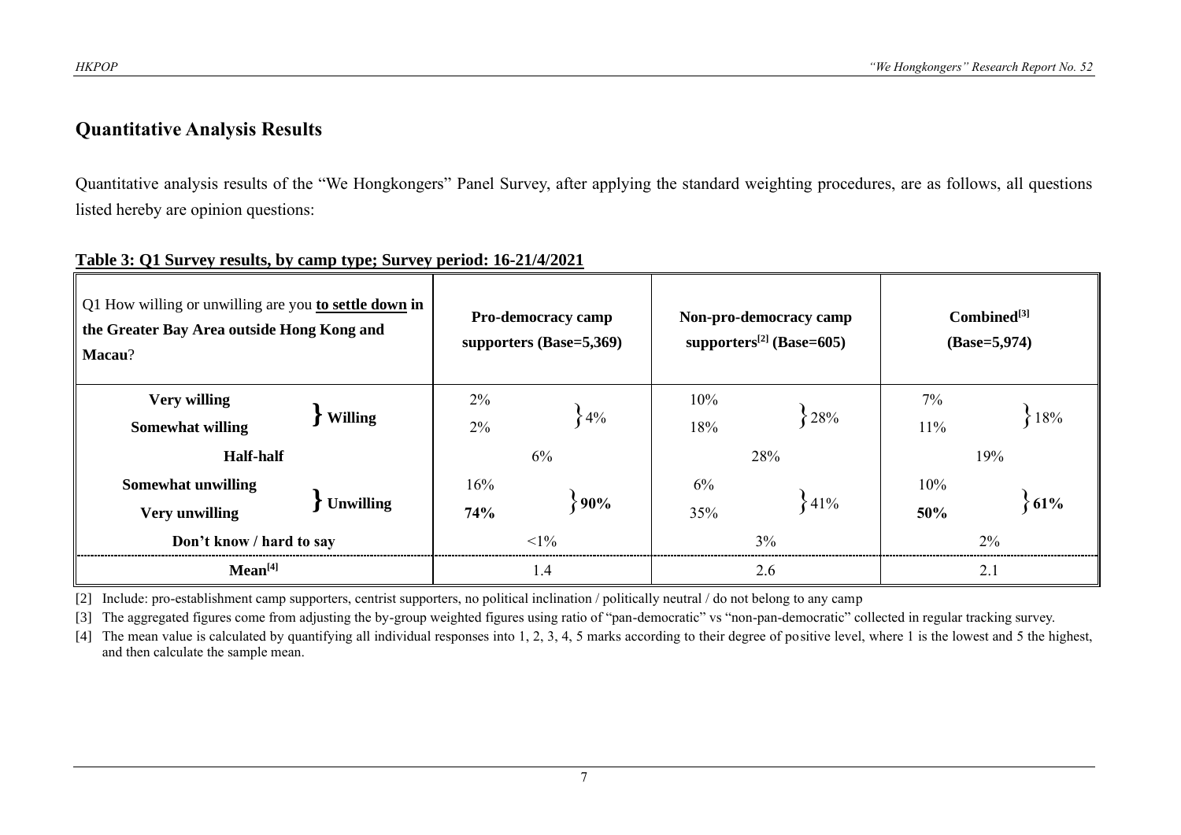## Quantitative Analysis Results

Quantitative analysis results of the "We Hongkongers" Panel Survey, after applying the standard weighting procedures, are as follows, all questions listed hereby are opinion questions:

**Table 3: Q1 Survey results, by camp type; Survey period: 16-21/4/2021**

| Q1 How willing or unwilling are you **to settle down in the Greater Bay Area outside Hong Kong and Macau**? | | Pro-democracy camp supporters (Base=5,369) | | Non-pro-democracy camp supporters[2] (Base=605) | | Combined[3] (Base=5,974) | |
|---|---|---|---|---|---|---|---|
| **Very willing** | **Willing** | 2% | 4% | 10% | 28% | 7% | 18% |
| **Somewhat willing** | | 2% | | 18% | | 11% | |
| **Half-half** | | 6% | | 28% | | 19% | |
| **Somewhat unwilling** | **Unwilling** | 16% | **90%** | 6% | 41% | 10% | **61%** |
| **Very unwilling** | | **74%** | | 35% | | **50%** | |
| **Don't know / hard to say** | | <1% | | 3% | | 2% | |
| **Mean[4]** | | 1.4 | | 2.6 | | 2.1 | |

[2] Include: pro-establishment camp supporters, centrist supporters, no political inclination / politically neutral / do not belong to any camp

[3] The aggregated figures come from adjusting the by-group weighted figures using ratio of "pan-democratic" vs "non-pan-democratic" collected in regular tracking survey.

[4] The mean value is calculated by quantifying all individual responses into 1, 2, 3, 4, 5 marks according to their degree of positive level, where 1 is the lowest and 5 the highest, and then calculate the sample mean.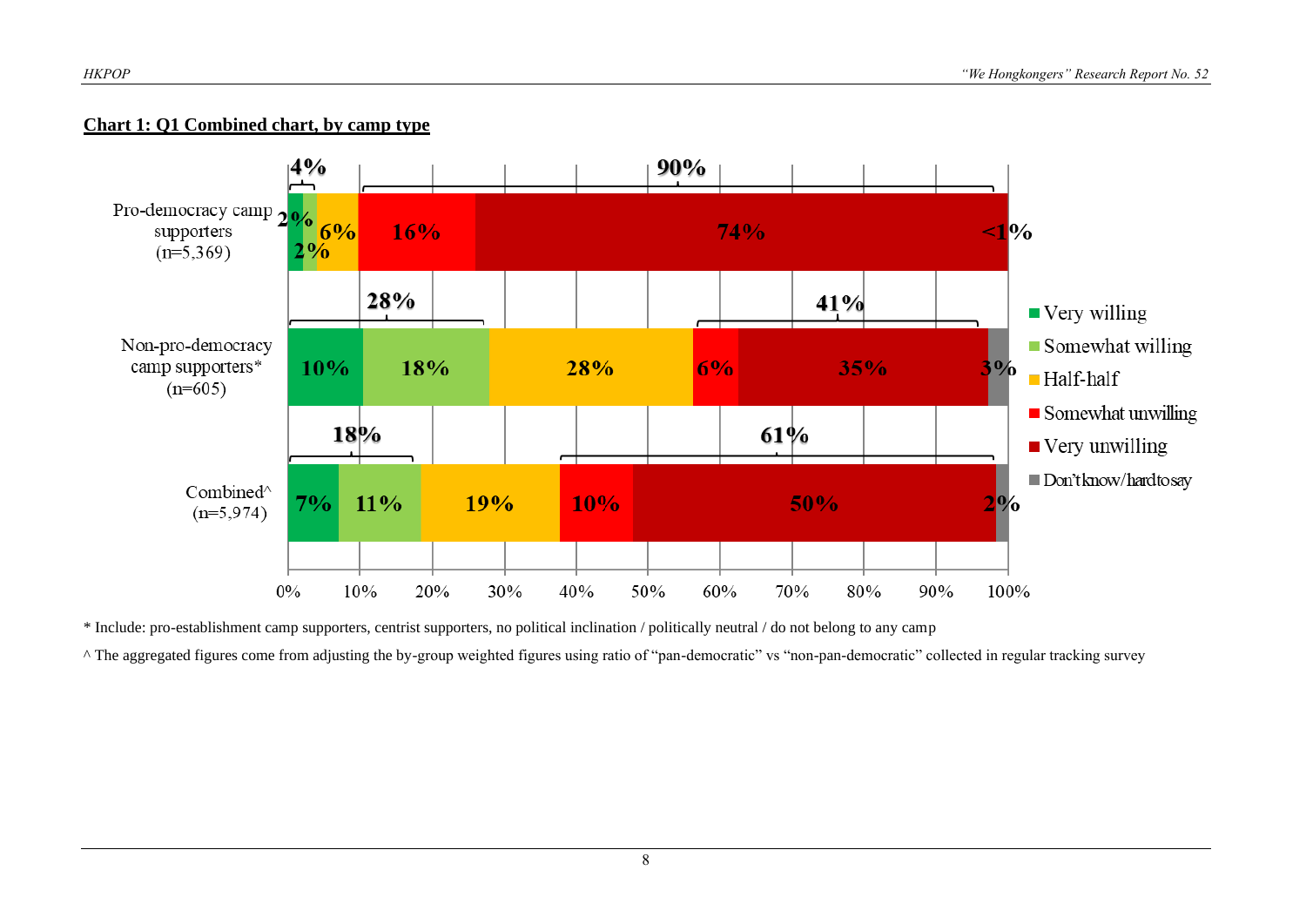**Chart 1: Q1 Combined chart, by camp type**

| | Very willing | Somewhat willing | Half-half | Somewhat unwilling | Very unwilling | Don't know/hard to say |
|---|---|---|---|---|---|---|
| Pro-democracy camp supporters (n=5,369) | 2% | 2% | 6% | 16% | 74% | <1% |
| Non-pro-democracy camp supporters* (n=605) | 10% | 18% | 28% | 6% | 35% | 3% |
| Combined^ (n=5,974) | 7% | 11% | 19% | 10% | 50% | 2% |

Bracketed totals: Pro-democracy camp supporters: willing 4%, unwilling 90%; Non-pro-democracy camp supporters: willing 28%, unwilling 41%; Combined: willing 18%, unwilling 61%.

\* Include: pro-establishment camp supporters, centrist supporters, no political inclination / politically neutral / do not belong to any camp

^ The aggregated figures come from adjusting the by-group weighted figures using ratio of "pan-democratic" vs "non-pan-democratic" collected in regular tracking survey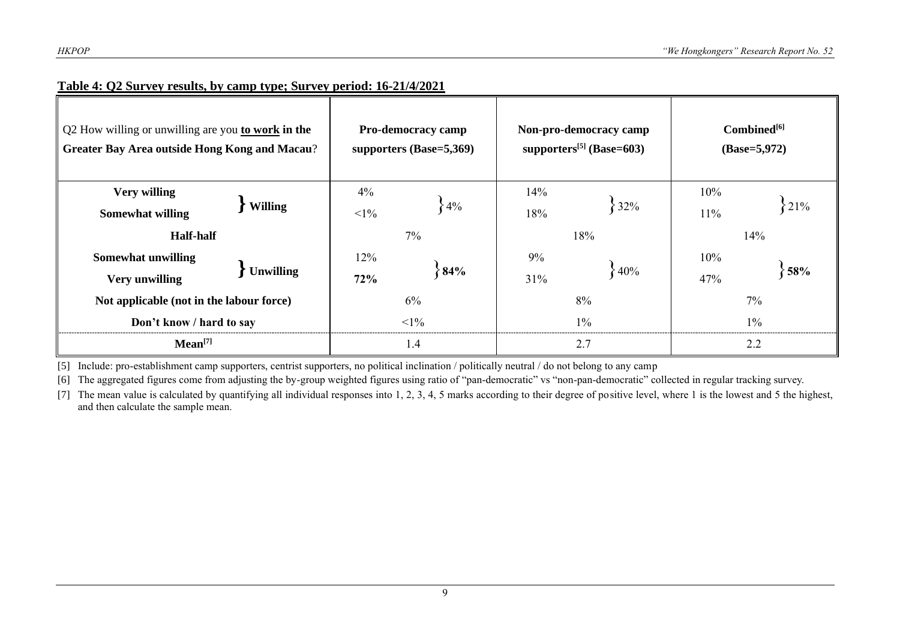**Table 4: Q2 Survey results, by camp type; Survey period: 16-21/4/2021**

| Q2 How willing or unwilling are you **to work** in the **Greater Bay Area outside Hong Kong and Macau**? | | Pro-democracy camp supporters (Base=5,369) | | Non-pro-democracy camp supporters[5] (Base=603) | | Combined[6] (Base=5,972) | |
|---|---|---|---|---|---|---|---|
| **Very willing** | **Willing** | 4% | 4% | 14% | 32% | 10% | 21% |
| **Somewhat willing** | | <1% | | 18% | | 11% | |
| **Half-half** | | 7% | | 18% | | 14% | |
| **Somewhat unwilling** | **Unwilling** | 12% | **84%** | 9% | 40% | 10% | **58%** |
| **Very unwilling** | | **72%** | | 31% | | 47% | |
| **Not applicable (not in the labour force)** | | 6% | | 8% | | 7% | |
| **Don't know / hard to say** | | <1% | | 1% | | 1% | |
| **Mean[7]** | | 1.4 | | 2.7 | | 2.2 | |

[5] Include: pro-establishment camp supporters, centrist supporters, no political inclination / politically neutral / do not belong to any camp

[6] The aggregated figures come from adjusting the by-group weighted figures using ratio of "pan-democratic" vs "non-pan-democratic" collected in regular tracking survey.

[7] The mean value is calculated by quantifying all individual responses into 1, 2, 3, 4, 5 marks according to their degree of positive level, where 1 is the lowest and 5 the highest, and then calculate the sample mean.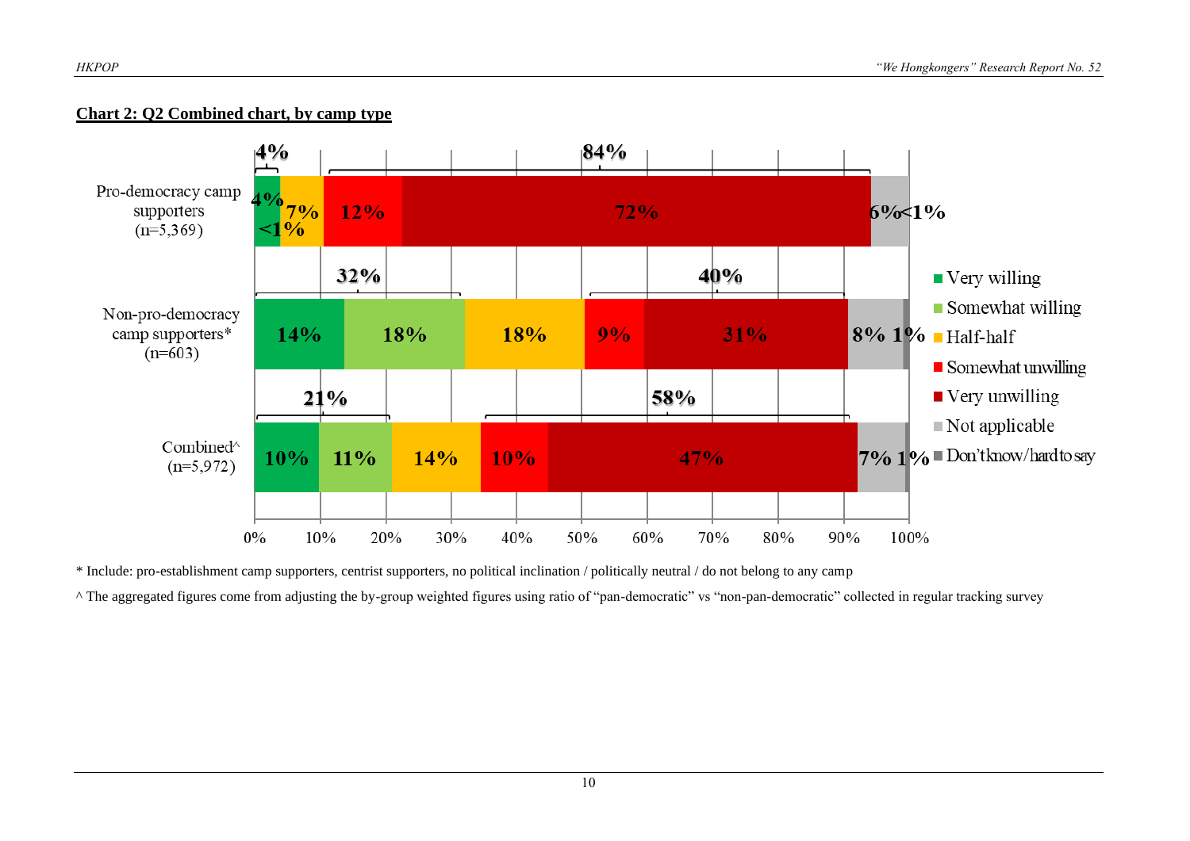**Chart 2: Q2 Combined chart, by camp type**

| | Very willing | Somewhat willing | Half-half | Somewhat unwilling | Very unwilling | Not applicable | Don't know/hard to say |
|---|---|---|---|---|---|---|---|
| Pro-democracy camp supporters (n=5,369) | 4% | <1% | 7% | 12% | 72% | 6% | <1% |
| Non-pro-democracy camp supporters* (n=603) | 14% | 18% | 18% | 9% | 31% | 8% | 1% |
| Combined^ (n=5,972) | 10% | 11% | 14% | 10% | 47% | 7% | 1% |

Pro-democracy camp supporters: willing 4%; unwilling 84%
Non-pro-democracy camp supporters: willing 32%; unwilling 40%
Combined: willing 21%; unwilling 58%

\* Include: pro-establishment camp supporters, centrist supporters, no political inclination / politically neutral / do not belong to any camp

^ The aggregated figures come from adjusting the by-group weighted figures using ratio of "pan-democratic" vs "non-pan-democratic" collected in regular tracking survey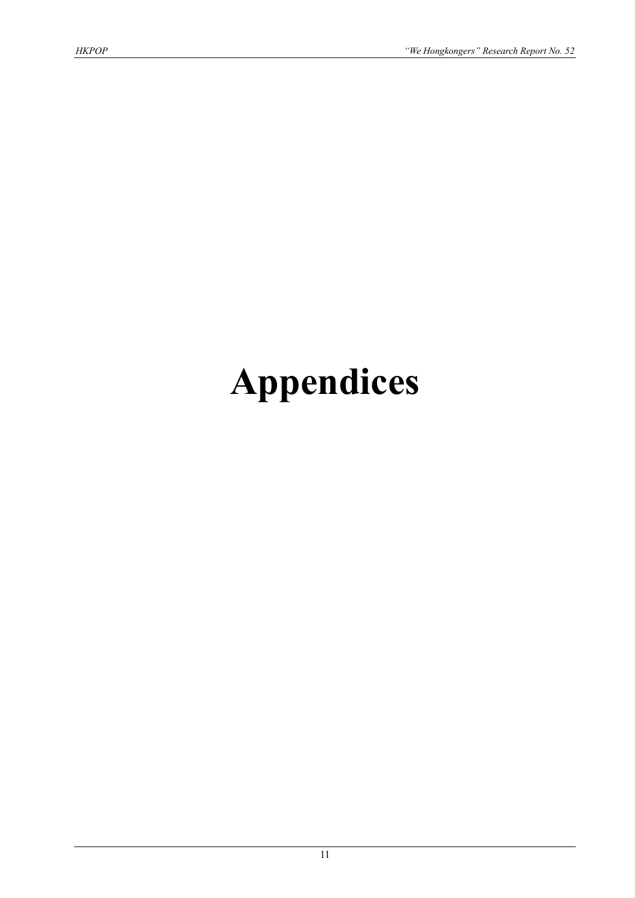# Appendices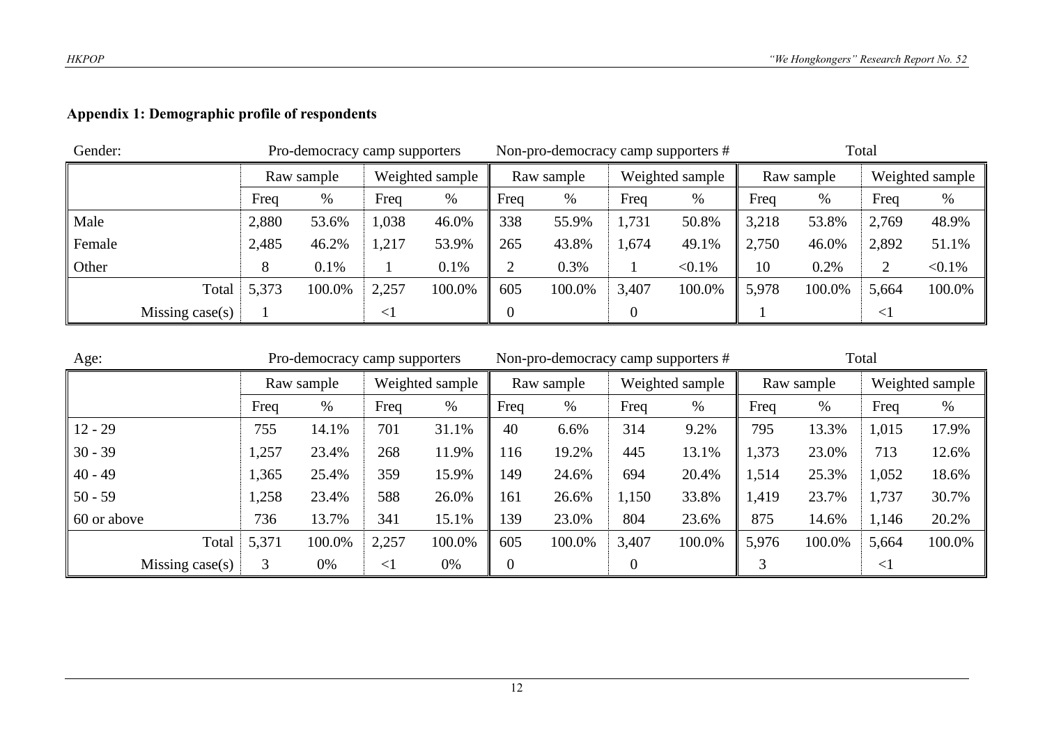**Appendix 1: Demographic profile of respondents**

Gender:

| | Pro-democracy camp supporters | | | | Non-pro-democracy camp supporters # | | | | Total | | | |
|---|---|---|---|---|---|---|---|---|---|---|---|---|
| | Raw sample | | Weighted sample | | Raw sample | | Weighted sample | | Raw sample | | Weighted sample | |
| | Freq | % | Freq | % | Freq | % | Freq | % | Freq | % | Freq | % |
| Male | 2,880 | 53.6% | 1,038 | 46.0% | 338 | 55.9% | 1,731 | 50.8% | 3,218 | 53.8% | 2,769 | 48.9% |
| Female | 2,485 | 46.2% | 1,217 | 53.9% | 265 | 43.8% | 1,674 | 49.1% | 2,750 | 46.0% | 2,892 | 51.1% |
| Other | 8 | 0.1% | 1 | 0.1% | 2 | 0.3% | 1 | <0.1% | 10 | 0.2% | 2 | <0.1% |
| Total | 5,373 | 100.0% | 2,257 | 100.0% | 605 | 100.0% | 3,407 | 100.0% | 5,978 | 100.0% | 5,664 | 100.0% |
| Missing case(s) | 1 | | <1 | | 0 | | 0 | | 1 | | <1 | |

Age:

| | Pro-democracy camp supporters | | | | Non-pro-democracy camp supporters # | | | | Total | | | |
|---|---|---|---|---|---|---|---|---|---|---|---|---|
| | Raw sample | | Weighted sample | | Raw sample | | Weighted sample | | Raw sample | | Weighted sample | |
| | Freq | % | Freq | % | Freq | % | Freq | % | Freq | % | Freq | % |
| 12 - 29 | 755 | 14.1% | 701 | 31.1% | 40 | 6.6% | 314 | 9.2% | 795 | 13.3% | 1,015 | 17.9% |
| 30 - 39 | 1,257 | 23.4% | 268 | 11.9% | 116 | 19.2% | 445 | 13.1% | 1,373 | 23.0% | 713 | 12.6% |
| 40 - 49 | 1,365 | 25.4% | 359 | 15.9% | 149 | 24.6% | 694 | 20.4% | 1,514 | 25.3% | 1,052 | 18.6% |
| 50 - 59 | 1,258 | 23.4% | 588 | 26.0% | 161 | 26.6% | 1,150 | 33.8% | 1,419 | 23.7% | 1,737 | 30.7% |
| 60 or above | 736 | 13.7% | 341 | 15.1% | 139 | 23.0% | 804 | 23.6% | 875 | 14.6% | 1,146 | 20.2% |
| Total | 5,371 | 100.0% | 2,257 | 100.0% | 605 | 100.0% | 3,407 | 100.0% | 5,976 | 100.0% | 5,664 | 100.0% |
| Missing case(s) | 3 | 0% | <1 | 0% | 0 | | 0 | | 3 | | <1 | |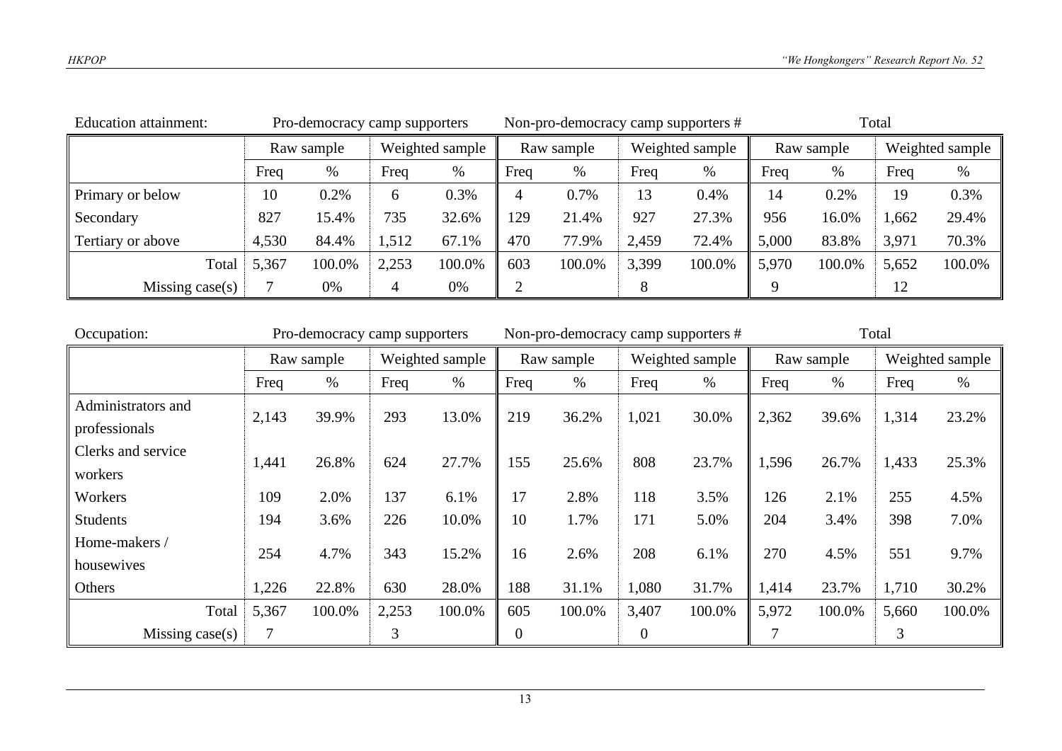Education attainment:

| | Pro-democracy camp supporters | | | | Non-pro-democracy camp supporters # | | | | Total | | | |
|---|---|---|---|---|---|---|---|---|---|---|---|---|
| | Raw sample | | Weighted sample | | Raw sample | | Weighted sample | | Raw sample | | Weighted sample | |
| | Freq | % | Freq | % | Freq | % | Freq | % | Freq | % | Freq | % |
| Primary or below | 10 | 0.2% | 6 | 0.3% | 4 | 0.7% | 13 | 0.4% | 14 | 0.2% | 19 | 0.3% |
| Secondary | 827 | 15.4% | 735 | 32.6% | 129 | 21.4% | 927 | 27.3% | 956 | 16.0% | 1,662 | 29.4% |
| Tertiary or above | 4,530 | 84.4% | 1,512 | 67.1% | 470 | 77.9% | 2,459 | 72.4% | 5,000 | 83.8% | 3,971 | 70.3% |
| Total | 5,367 | 100.0% | 2,253 | 100.0% | 603 | 100.0% | 3,399 | 100.0% | 5,970 | 100.0% | 5,652 | 100.0% |
| Missing case(s) | 7 | 0% | 4 | 0% | 2 | | 8 | | 9 | | 12 | |

Occupation:

| | Pro-democracy camp supporters | | | | Non-pro-democracy camp supporters # | | | | Total | | | |
|---|---|---|---|---|---|---|---|---|---|---|---|---|
| | Raw sample | | Weighted sample | | Raw sample | | Weighted sample | | Raw sample | | Weighted sample | |
| | Freq | % | Freq | % | Freq | % | Freq | % | Freq | % | Freq | % |
| Administrators and professionals | 2,143 | 39.9% | 293 | 13.0% | 219 | 36.2% | 1,021 | 30.0% | 2,362 | 39.6% | 1,314 | 23.2% |
| Clerks and service workers | 1,441 | 26.8% | 624 | 27.7% | 155 | 25.6% | 808 | 23.7% | 1,596 | 26.7% | 1,433 | 25.3% |
| Workers | 109 | 2.0% | 137 | 6.1% | 17 | 2.8% | 118 | 3.5% | 126 | 2.1% | 255 | 4.5% |
| Students | 194 | 3.6% | 226 | 10.0% | 10 | 1.7% | 171 | 5.0% | 204 | 3.4% | 398 | 7.0% |
| Home-makers / housewives | 254 | 4.7% | 343 | 15.2% | 16 | 2.6% | 208 | 6.1% | 270 | 4.5% | 551 | 9.7% |
| Others | 1,226 | 22.8% | 630 | 28.0% | 188 | 31.1% | 1,080 | 31.7% | 1,414 | 23.7% | 1,710 | 30.2% |
| Total | 5,367 | 100.0% | 2,253 | 100.0% | 605 | 100.0% | 3,407 | 100.0% | 5,972 | 100.0% | 5,660 | 100.0% |
| Missing case(s) | 7 | | 3 | | 0 | | 0 | | 7 | | 3 | |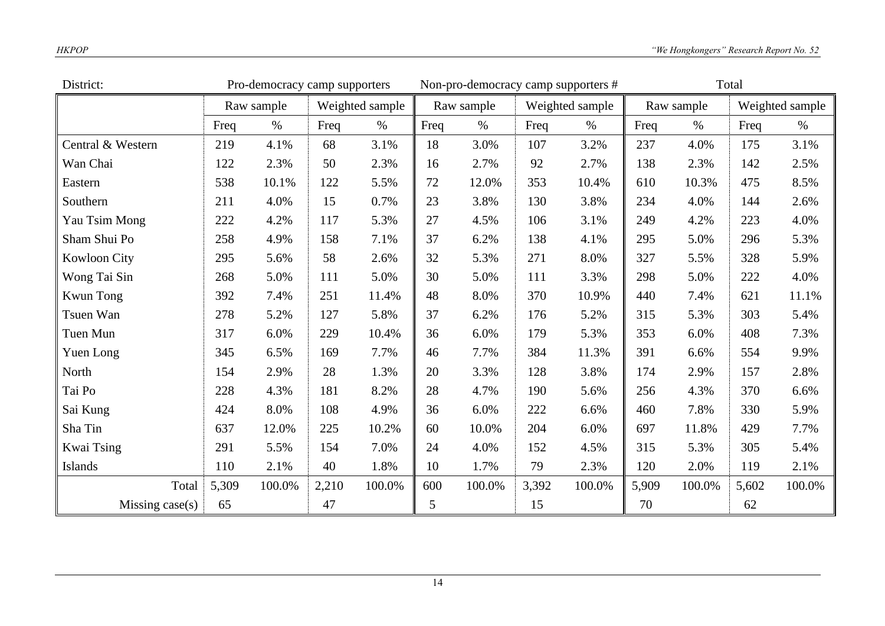| District: | Pro-democracy camp supporters | | | | Non-pro-democracy camp supporters # | | | | Total | | | |
|---|---|---|---|---|---|---|---|---|---|---|---|---|
| | Raw sample | | Weighted sample | | Raw sample | | Weighted sample | | Raw sample | | Weighted sample | |
| | Freq | % | Freq | % | Freq | % | Freq | % | Freq | % | Freq | % |
| Central & Western | 219 | 4.1% | 68 | 3.1% | 18 | 3.0% | 107 | 3.2% | 237 | 4.0% | 175 | 3.1% |
| Wan Chai | 122 | 2.3% | 50 | 2.3% | 16 | 2.7% | 92 | 2.7% | 138 | 2.3% | 142 | 2.5% |
| Eastern | 538 | 10.1% | 122 | 5.5% | 72 | 12.0% | 353 | 10.4% | 610 | 10.3% | 475 | 8.5% |
| Southern | 211 | 4.0% | 15 | 0.7% | 23 | 3.8% | 130 | 3.8% | 234 | 4.0% | 144 | 2.6% |
| Yau Tsim Mong | 222 | 4.2% | 117 | 5.3% | 27 | 4.5% | 106 | 3.1% | 249 | 4.2% | 223 | 4.0% |
| Sham Shui Po | 258 | 4.9% | 158 | 7.1% | 37 | 6.2% | 138 | 4.1% | 295 | 5.0% | 296 | 5.3% |
| Kowloon City | 295 | 5.6% | 58 | 2.6% | 32 | 5.3% | 271 | 8.0% | 327 | 5.5% | 328 | 5.9% |
| Wong Tai Sin | 268 | 5.0% | 111 | 5.0% | 30 | 5.0% | 111 | 3.3% | 298 | 5.0% | 222 | 4.0% |
| Kwun Tong | 392 | 7.4% | 251 | 11.4% | 48 | 8.0% | 370 | 10.9% | 440 | 7.4% | 621 | 11.1% |
| Tsuen Wan | 278 | 5.2% | 127 | 5.8% | 37 | 6.2% | 176 | 5.2% | 315 | 5.3% | 303 | 5.4% |
| Tuen Mun | 317 | 6.0% | 229 | 10.4% | 36 | 6.0% | 179 | 5.3% | 353 | 6.0% | 408 | 7.3% |
| Yuen Long | 345 | 6.5% | 169 | 7.7% | 46 | 7.7% | 384 | 11.3% | 391 | 6.6% | 554 | 9.9% |
| North | 154 | 2.9% | 28 | 1.3% | 20 | 3.3% | 128 | 3.8% | 174 | 2.9% | 157 | 2.8% |
| Tai Po | 228 | 4.3% | 181 | 8.2% | 28 | 4.7% | 190 | 5.6% | 256 | 4.3% | 370 | 6.6% |
| Sai Kung | 424 | 8.0% | 108 | 4.9% | 36 | 6.0% | 222 | 6.6% | 460 | 7.8% | 330 | 5.9% |
| Sha Tin | 637 | 12.0% | 225 | 10.2% | 60 | 10.0% | 204 | 6.0% | 697 | 11.8% | 429 | 7.7% |
| Kwai Tsing | 291 | 5.5% | 154 | 7.0% | 24 | 4.0% | 152 | 4.5% | 315 | 5.3% | 305 | 5.4% |
| Islands | 110 | 2.1% | 40 | 1.8% | 10 | 1.7% | 79 | 2.3% | 120 | 2.0% | 119 | 2.1% |
| Total | 5,309 | 100.0% | 2,210 | 100.0% | 600 | 100.0% | 3,392 | 100.0% | 5,909 | 100.0% | 5,602 | 100.0% |
| Missing case(s) | 65 | | 47 | | 5 | | 15 | | 70 | | 62 | |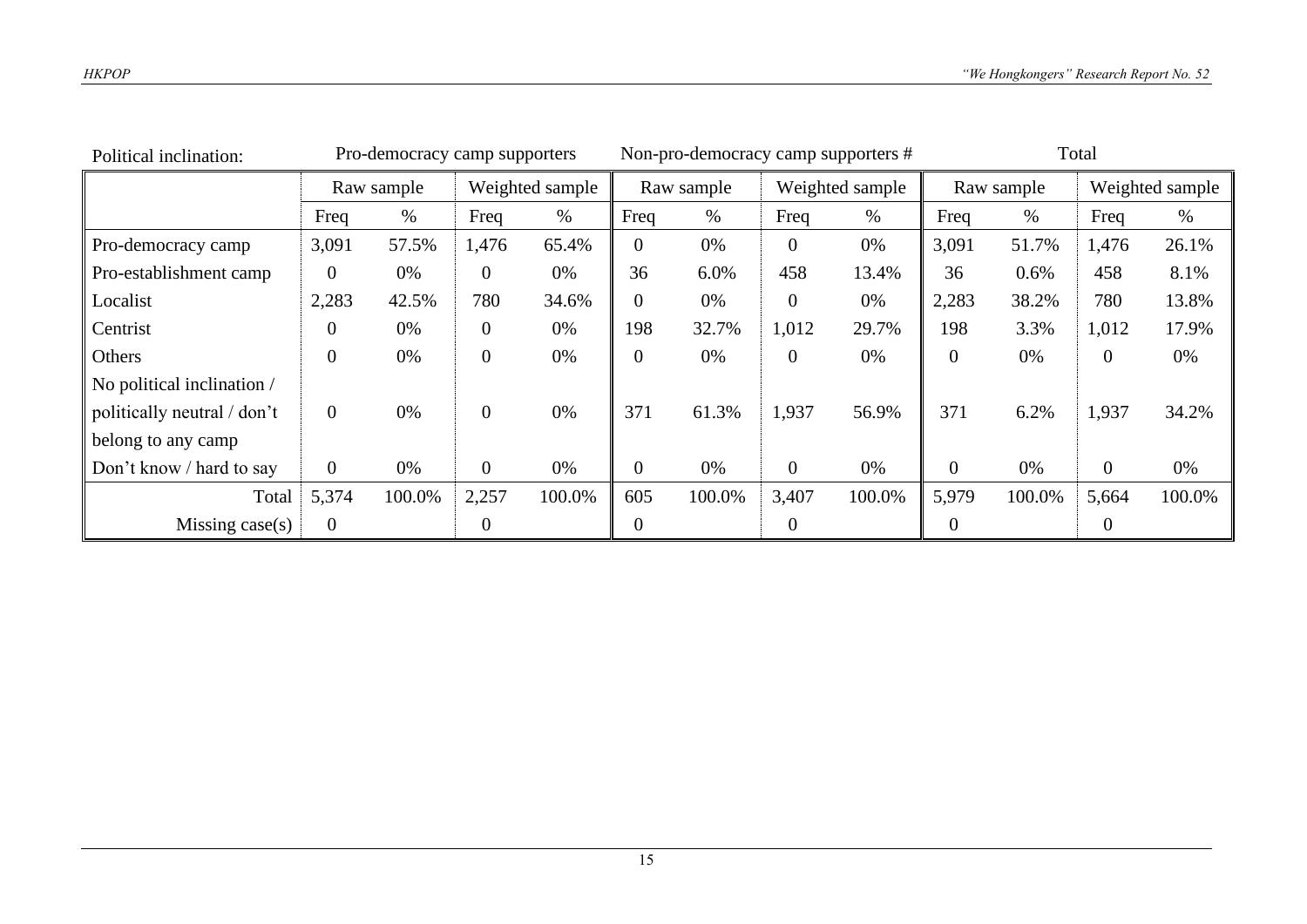| Political inclination: | Pro-democracy camp supporters | | | | Non-pro-democracy camp supporters # | | | | Total | | | |
|---|---|---|---|---|---|---|---|---|---|---|---|---|
| | Raw sample | | Weighted sample | | Raw sample | | Weighted sample | | Raw sample | | Weighted sample | |
| | Freq | % | Freq | % | Freq | % | Freq | % | Freq | % | Freq | % |
| Pro-democracy camp | 3,091 | 57.5% | 1,476 | 65.4% | 0 | 0% | 0 | 0% | 3,091 | 51.7% | 1,476 | 26.1% |
| Pro-establishment camp | 0 | 0% | 0 | 0% | 36 | 6.0% | 458 | 13.4% | 36 | 0.6% | 458 | 8.1% |
| Localist | 2,283 | 42.5% | 780 | 34.6% | 0 | 0% | 0 | 0% | 2,283 | 38.2% | 780 | 13.8% |
| Centrist | 0 | 0% | 0 | 0% | 198 | 32.7% | 1,012 | 29.7% | 198 | 3.3% | 1,012 | 17.9% |
| Others | 0 | 0% | 0 | 0% | 0 | 0% | 0 | 0% | 0 | 0% | 0 | 0% |
| No political inclination / politically neutral / don't belong to any camp | 0 | 0% | 0 | 0% | 371 | 61.3% | 1,937 | 56.9% | 371 | 6.2% | 1,937 | 34.2% |
| Don't know / hard to say | 0 | 0% | 0 | 0% | 0 | 0% | 0 | 0% | 0 | 0% | 0 | 0% |
| Total | 5,374 | 100.0% | 2,257 | 100.0% | 605 | 100.0% | 3,407 | 100.0% | 5,979 | 100.0% | 5,664 | 100.0% |
| Missing case(s) | 0 | | 0 | | 0 | | 0 | | 0 | | 0 | |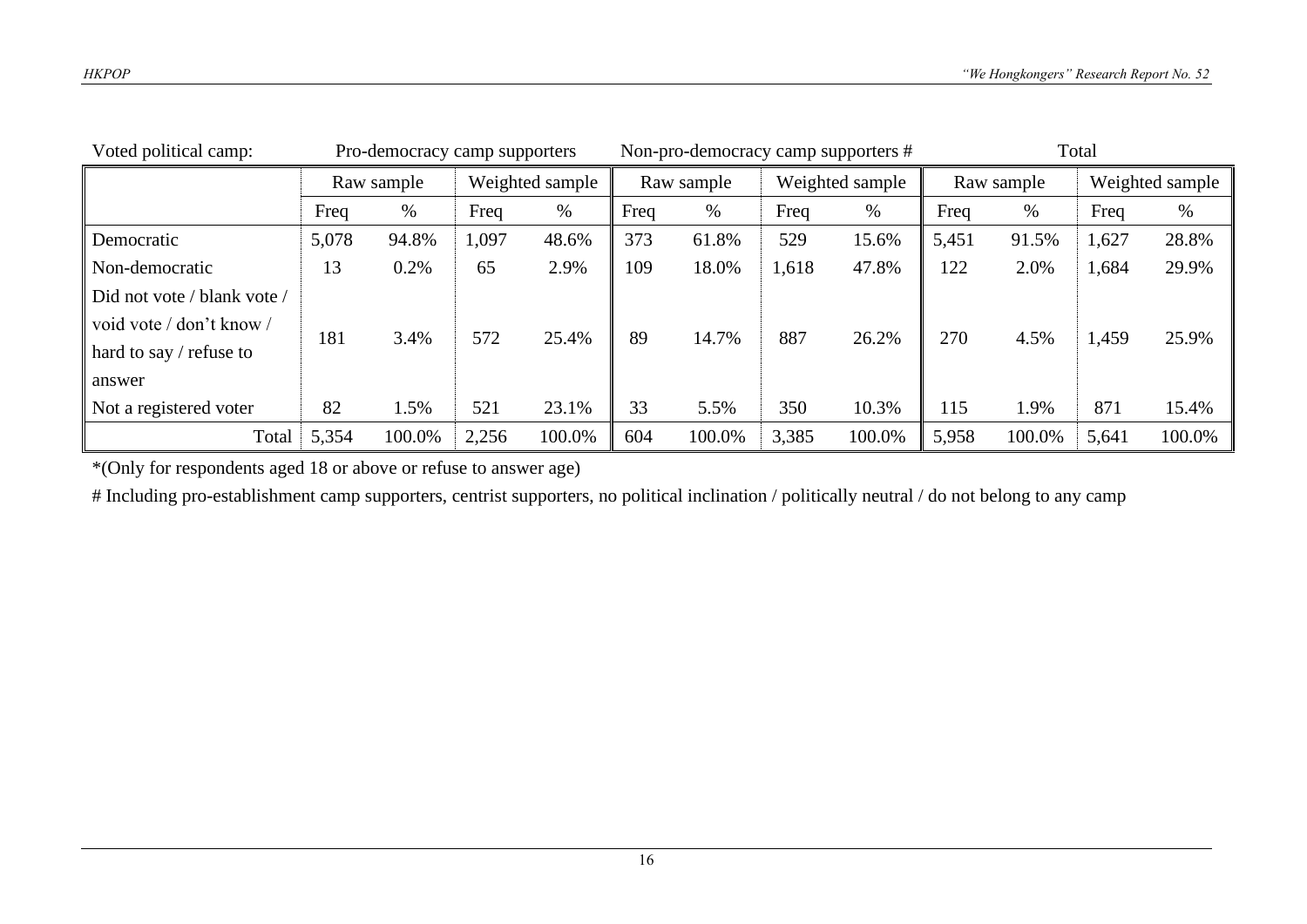| Voted political camp: | Pro-democracy camp supporters | | | | Non-pro-democracy camp supporters # | | | | Total | | | |
|---|---|---|---|---|---|---|---|---|---|---|---|---|
| | Raw sample | | Weighted sample | | Raw sample | | Weighted sample | | Raw sample | | Weighted sample | |
| | Freq | % | Freq | % | Freq | % | Freq | % | Freq | % | Freq | % |
| Democratic | 5,078 | 94.8% | 1,097 | 48.6% | 373 | 61.8% | 529 | 15.6% | 5,451 | 91.5% | 1,627 | 28.8% |
| Non-democratic | 13 | 0.2% | 65 | 2.9% | 109 | 18.0% | 1,618 | 47.8% | 122 | 2.0% | 1,684 | 29.9% |
| Did not vote / blank vote / void vote / don't know / hard to say / refuse to answer | 181 | 3.4% | 572 | 25.4% | 89 | 14.7% | 887 | 26.2% | 270 | 4.5% | 1,459 | 25.9% |
| Not a registered voter | 82 | 1.5% | 521 | 23.1% | 33 | 5.5% | 350 | 10.3% | 115 | 1.9% | 871 | 15.4% |
| Total | 5,354 | 100.0% | 2,256 | 100.0% | 604 | 100.0% | 3,385 | 100.0% | 5,958 | 100.0% | 5,641 | 100.0% |

*(Only for respondents aged 18 or above or refuse to answer age)

# Including pro-establishment camp supporters, centrist supporters, no political inclination / politically neutral / do not belong to any camp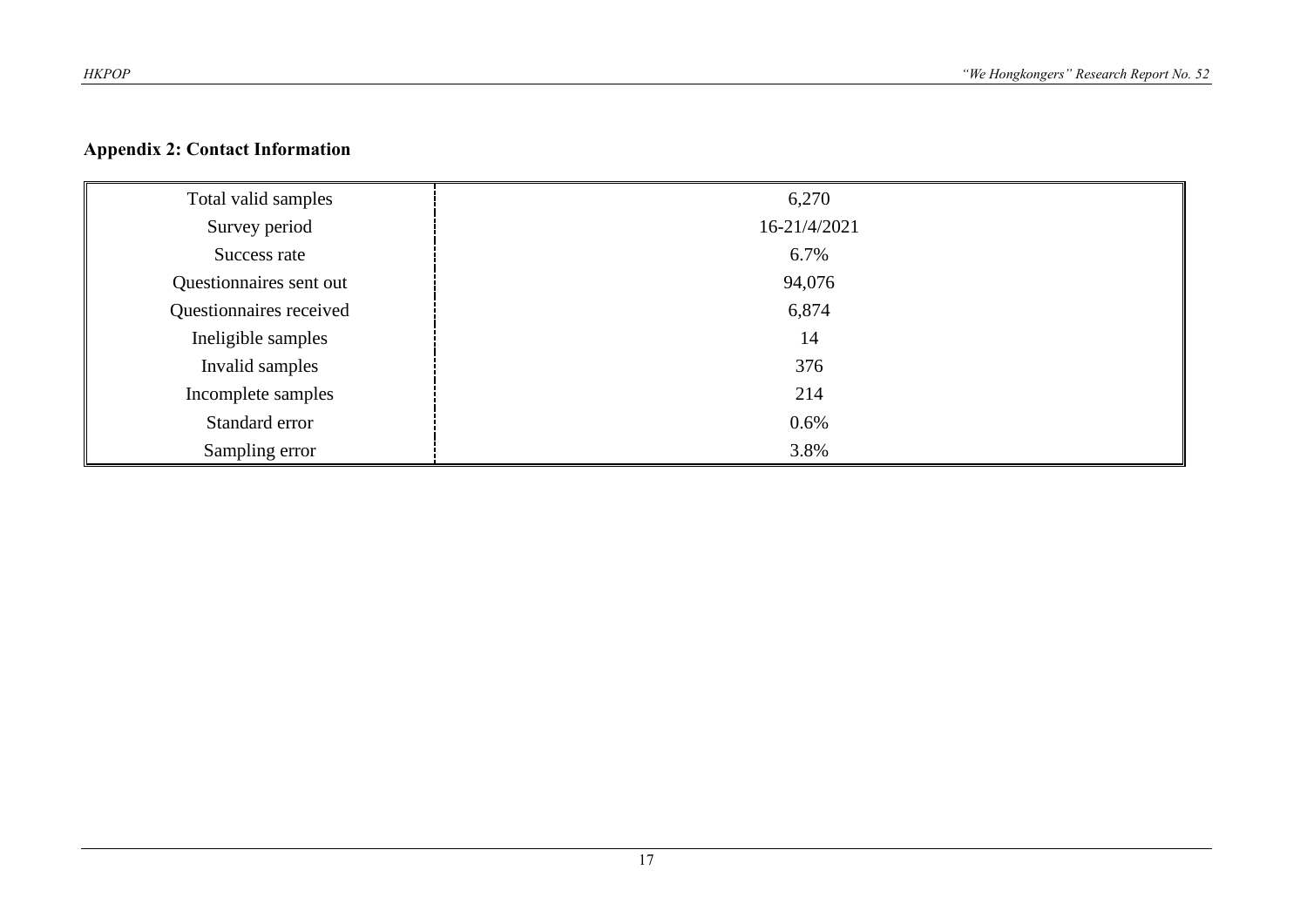## Appendix 2: Contact Information

| | |
|---|---|
| Total valid samples | 6,270 |
| Survey period | 16-21/4/2021 |
| Success rate | 6.7% |
| Questionnaires sent out | 94,076 |
| Questionnaires received | 6,874 |
| Ineligible samples | 14 |
| Invalid samples | 376 |
| Incomplete samples | 214 |
| Standard error | 0.6% |
| Sampling error | 3.8% |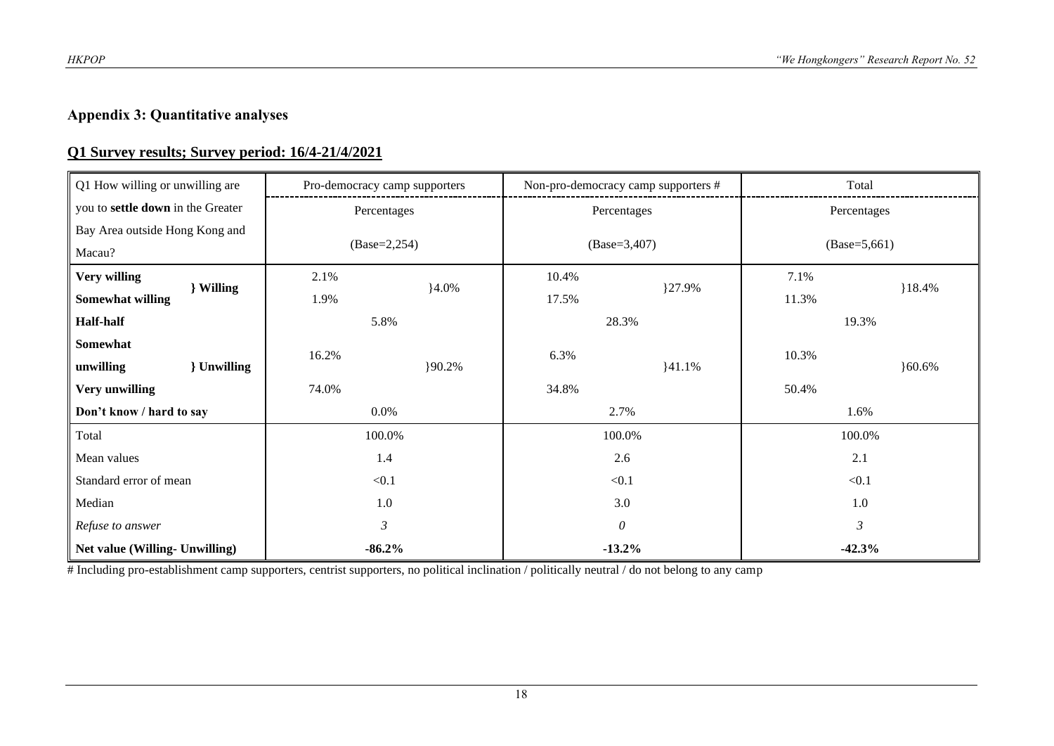## Appendix 3: Quantitative analyses

### Q1 Survey results; Survey period: 16/4-21/4/2021

| Q1 How willing or unwilling are you to **settle down** in the Greater Bay Area outside Hong Kong and Macau? | | Pro-democracy camp supporters | | Non-pro-democracy camp supporters # | | Total | |
|---|---|---|---|---|---|---|---|
| | | Percentages (Base=2,254) | | Percentages (Base=3,407) | | Percentages (Base=5,661) | |
| **Very willing** | **} Willing** | 2.1% | }4.0% | 10.4% | }27.9% | 7.1% | }18.4% |
| **Somewhat willing** | | 1.9% | | 17.5% | | 11.3% | |
| **Half-half** | | 5.8% | | 28.3% | | 19.3% | |
| **Somewhat unwilling** | **} Unwilling** | 16.2% | }90.2% | 6.3% | }41.1% | 10.3% | }60.6% |
| **Very unwilling** | | 74.0% | | 34.8% | | 50.4% | |
| **Don't know / hard to say** | | 0.0% | | 2.7% | | 1.6% | |
| Total | | 100.0% | | 100.0% | | 100.0% | |
| Mean values | | 1.4 | | 2.6 | | 2.1 | |
| Standard error of mean | | <0.1 | | <0.1 | | <0.1 | |
| Median | | 1.0 | | 3.0 | | 1.0 | |
| *Refuse to answer* | | *3* | | *0* | | *3* | |
| **Net value (Willing- Unwilling)** | | **-86.2%** | | **-13.2%** | | **-42.3%** | |

# Including pro-establishment camp supporters, centrist supporters, no political inclination / politically neutral / do not belong to any camp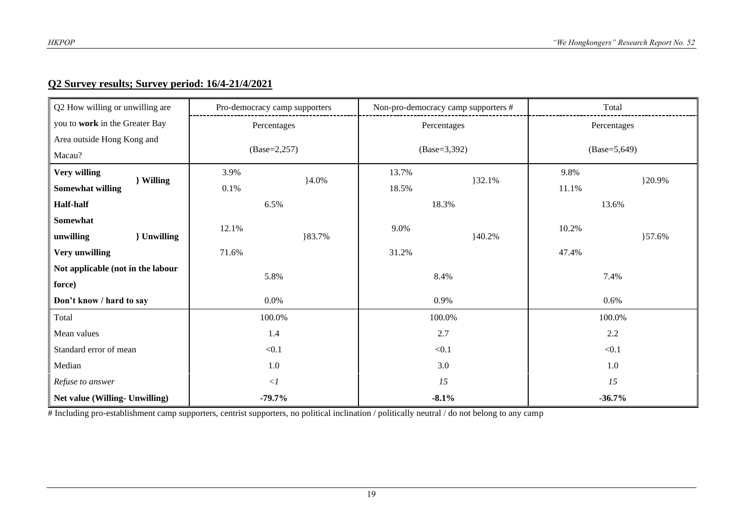## Q2 Survey results; Survey period: 16/4-21/4/2021

| Q2 How willing or unwilling are you to **work** in the Greater Bay Area outside Hong Kong and Macau? | | Pro-democracy camp supporters | | Non-pro-democracy camp supporters # | | Total | |
|---|---|---|---|---|---|---|---|
| | | Percentages (Base=2,257) | | Percentages (Base=3,392) | | Percentages (Base=5,649) | |
| **Very willing** | **} Willing** | 3.9% | }4.0% | 13.7% | }32.1% | 9.8% | }20.9% |
| **Somewhat willing** | | 0.1% | | 18.5% | | 11.1% | |
| **Half-half** | | 6.5% | | 18.3% | | 13.6% | |
| **Somewhat unwilling** | **} Unwilling** | 12.1% | }83.7% | 9.0% | }40.2% | 10.2% | }57.6% |
| **Very unwilling** | | 71.6% | | 31.2% | | 47.4% | |
| **Not applicable (not in the labour force)** | | 5.8% | | 8.4% | | 7.4% | |
| **Don't know / hard to say** | | 0.0% | | 0.9% | | 0.6% | |
| Total | | 100.0% | | 100.0% | | 100.0% | |
| Mean values | | 1.4 | | 2.7 | | 2.2 | |
| Standard error of mean | | <0.1 | | <0.1 | | <0.1 | |
| Median | | 1.0 | | 3.0 | | 1.0 | |
| *Refuse to answer* | | *<1* | | *15* | | *15* | |
| **Net value (Willing- Unwilling)** | | **-79.7%** | | **-8.1%** | | **-36.7%** | |

# Including pro-establishment camp supporters, centrist supporters, no political inclination / politically neutral / do not belong to any camp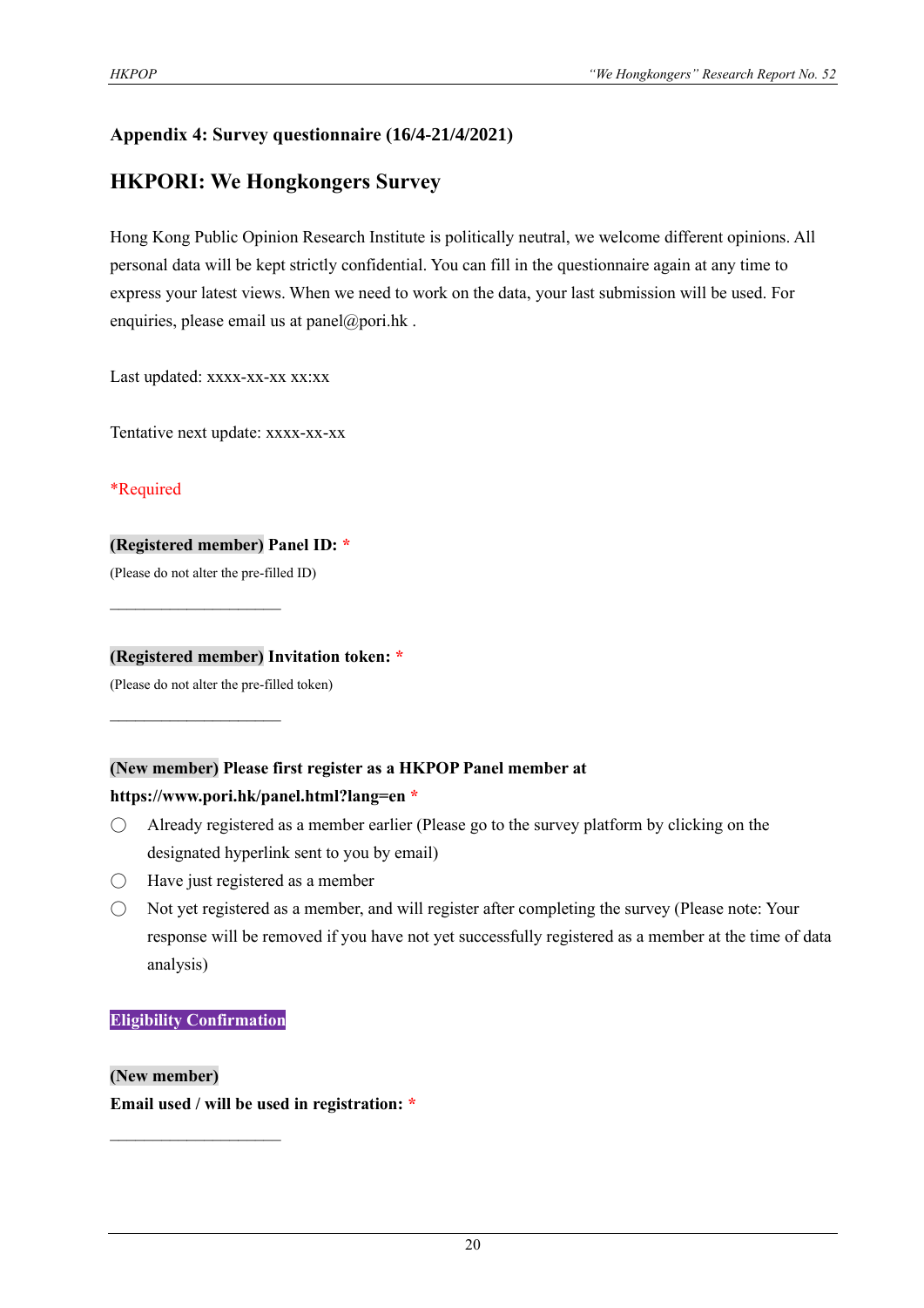## Appendix 4: Survey questionnaire (16/4-21/4/2021)

## HKPORI: We Hongkongers Survey

Hong Kong Public Opinion Research Institute is politically neutral, we welcome different opinions. All personal data will be kept strictly confidential. You can fill in the questionnaire again at any time to express your latest views. When we need to work on the data, your last submission will be used. For enquiries, please email us at panel@pori.hk .

Last updated: xxxx-xx-xx xx:xx

Tentative next update: xxxx-xx-xx

*Required

**(Registered member) Panel ID:** *

(Please do not alter the pre-filled ID)

\_\_\_\_\_\_\_\_\_\_\_\_\_\_\_\_\_\_\_\_\_\_

**(Registered member) Invitation token:** *

(Please do not alter the pre-filled token)

\_\_\_\_\_\_\_\_\_\_\_\_\_\_\_\_\_\_\_\_\_\_

**(New member) Please first register as a HKPOP Panel member at https://www.pori.hk/panel.html?lang=en** *

- ◯ Already registered as a member earlier (Please go to the survey platform by clicking on the designated hyperlink sent to you by email)
- ◯ Have just registered as a member
- ◯ Not yet registered as a member, and will register after completing the survey (Please note: Your response will be removed if you have not yet successfully registered as a member at the time of data analysis)

**Eligibility Confirmation**

**(New member)**
**Email used / will be used in registration:** *

\_\_\_\_\_\_\_\_\_\_\_\_\_\_\_\_\_\_\_\_\_\_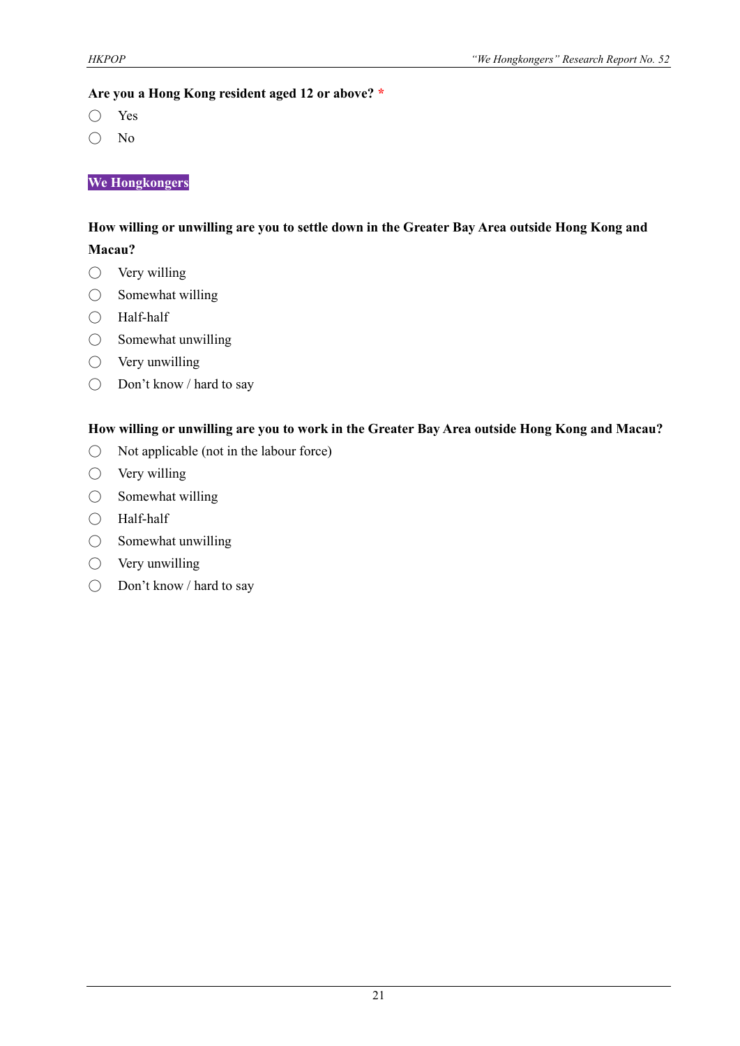**Are you a Hong Kong resident aged 12 or above?** *

- ◯ Yes
- ◯ No

**We Hongkongers**

**How willing or unwilling are you to settle down in the Greater Bay Area outside Hong Kong and Macau?**

- ◯ Very willing
- ◯ Somewhat willing
- ◯ Half-half
- ◯ Somewhat unwilling
- ◯ Very unwilling
- ◯ Don't know / hard to say

**How willing or unwilling are you to work in the Greater Bay Area outside Hong Kong and Macau?**

- ◯ Not applicable (not in the labour force)
- ◯ Very willing
- ◯ Somewhat willing
- ◯ Half-half
- ◯ Somewhat unwilling
- ◯ Very unwilling
- ◯ Don't know / hard to say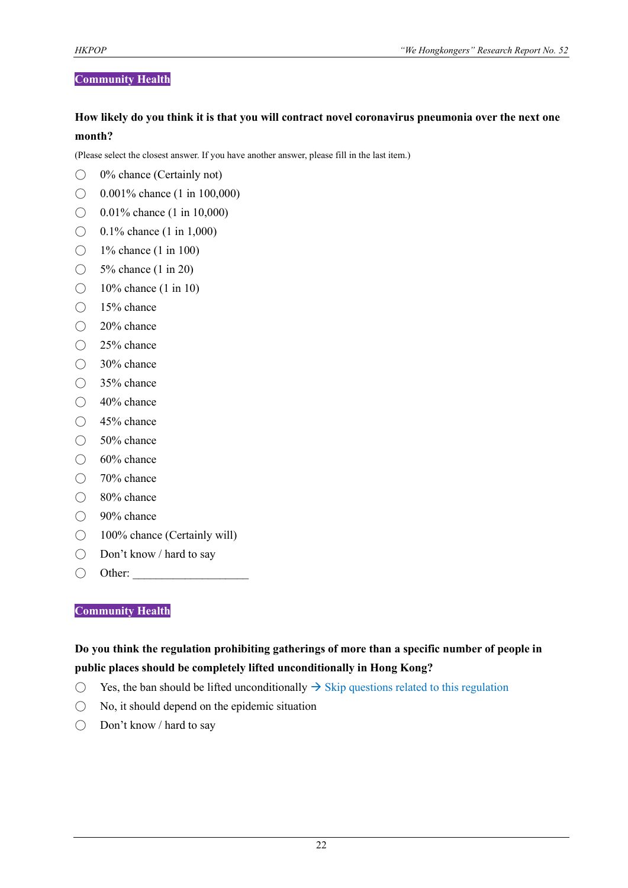**Community Health**

**How likely do you think it is that you will contract novel coronavirus pneumonia over the next one month?**

(Please select the closest answer. If you have another answer, please fill in the last item.)

- ◯ 0% chance (Certainly not)
- ◯ 0.001% chance (1 in 100,000)
- ◯ 0.01% chance (1 in 10,000)
- ◯ 0.1% chance (1 in 1,000)
- ◯ 1% chance (1 in 100)
- ◯ 5% chance (1 in 20)
- ◯ 10% chance (1 in 10)
- ◯ 15% chance
- ◯ 20% chance
- ◯ 25% chance
- ◯ 30% chance
- ◯ 35% chance
- ◯ 40% chance
- ◯ 45% chance
- ◯ 50% chance
- ◯ 60% chance
- ◯ 70% chance
- ◯ 80% chance
- ◯ 90% chance
- ◯ 100% chance (Certainly will)
- ◯ Don't know / hard to say
- ◯ Other: ____________________

**Community Health**

**Do you think the regulation prohibiting gatherings of more than a specific number of people in public places should be completely lifted unconditionally in Hong Kong?**

- ◯ Yes, the ban should be lifted unconditionally → Skip questions related to this regulation
- ◯ No, it should depend on the epidemic situation
- ◯ Don't know / hard to say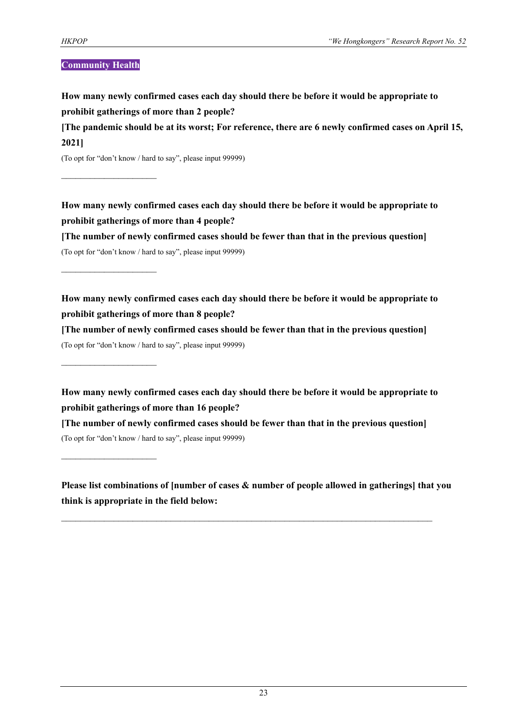**Community Health**

**How many newly confirmed cases each day should there be before it would be appropriate to prohibit gatherings of more than 2 people?**

**[The pandemic should be at its worst; For reference, there are 6 newly confirmed cases on April 15, 2021]**

(To opt for "don't know / hard to say", please input 99999)

______________________

**How many newly confirmed cases each day should there be before it would be appropriate to prohibit gatherings of more than 4 people?**

**[The number of newly confirmed cases should be fewer than that in the previous question]**

(To opt for "don't know / hard to say", please input 99999)

______________________

**How many newly confirmed cases each day should there be before it would be appropriate to prohibit gatherings of more than 8 people?**

**[The number of newly confirmed cases should be fewer than that in the previous question]**

(To opt for "don't know / hard to say", please input 99999)

______________________

**How many newly confirmed cases each day should there be before it would be appropriate to prohibit gatherings of more than 16 people?**

**[The number of newly confirmed cases should be fewer than that in the previous question]**

(To opt for "don't know / hard to say", please input 99999)

______________________

**Please list combinations of [number of cases & number of people allowed in gatherings] that you think is appropriate in the field below:**

______________________________________________________________________________________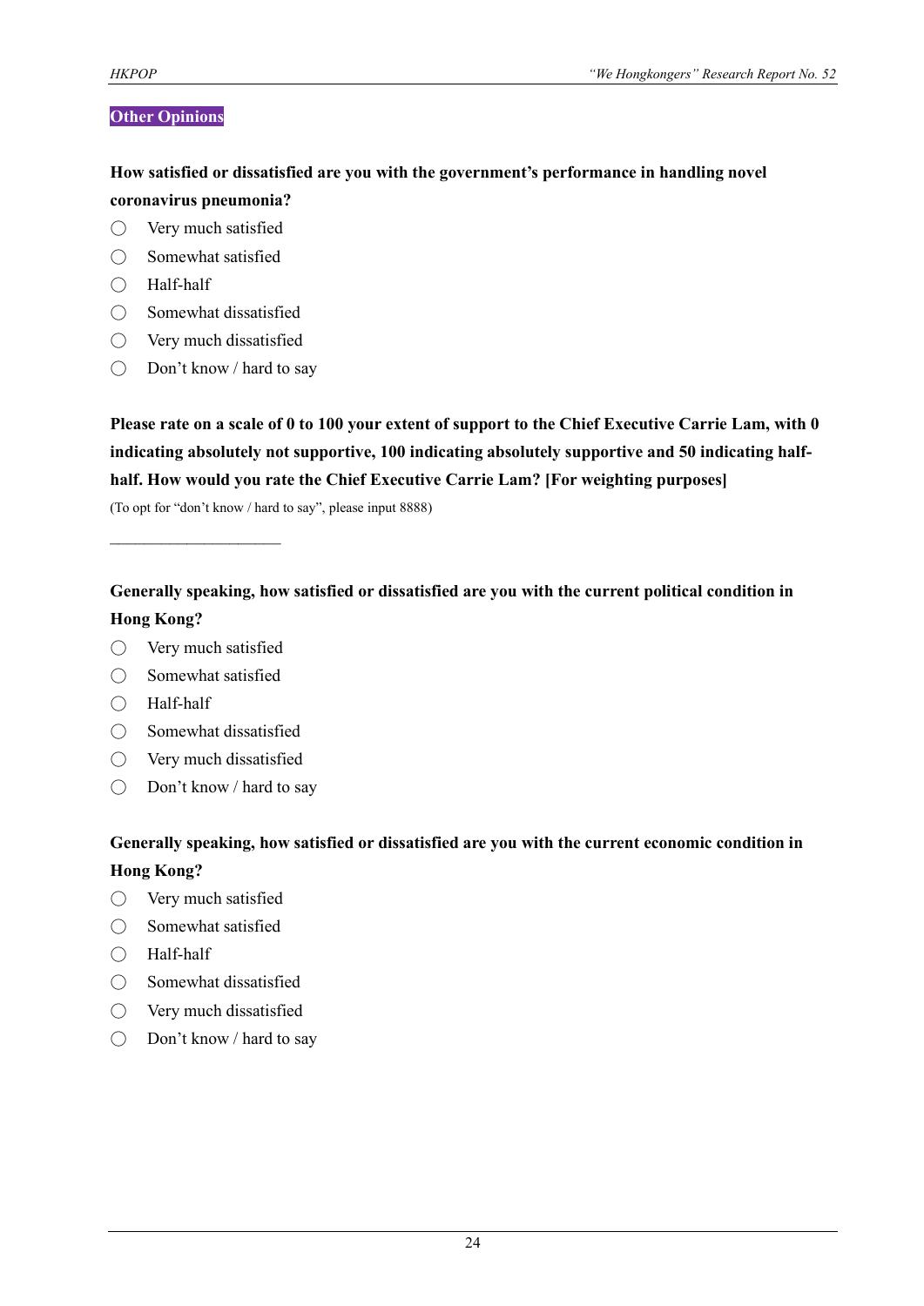## Other Opinions

**How satisfied or dissatisfied are you with the government's performance in handling novel coronavirus pneumonia?**

- ◯ Very much satisfied
- ◯ Somewhat satisfied
- ◯ Half-half
- ◯ Somewhat dissatisfied
- ◯ Very much dissatisfied
- ◯ Don't know / hard to say

**Please rate on a scale of 0 to 100 your extent of support to the Chief Executive Carrie Lam, with 0 indicating absolutely not supportive, 100 indicating absolutely supportive and 50 indicating half-half. How would you rate the Chief Executive Carrie Lam? [For weighting purposes]**

(To opt for "don't know / hard to say", please input 8888)

\_\_\_\_\_\_\_\_\_\_\_\_\_\_\_\_\_\_\_\_\_\_\_\_

**Generally speaking, how satisfied or dissatisfied are you with the current political condition in Hong Kong?**

- ◯ Very much satisfied
- ◯ Somewhat satisfied
- ◯ Half-half
- ◯ Somewhat dissatisfied
- ◯ Very much dissatisfied
- ◯ Don't know / hard to say

**Generally speaking, how satisfied or dissatisfied are you with the current economic condition in Hong Kong?**

- ◯ Very much satisfied
- ◯ Somewhat satisfied
- ◯ Half-half
- ◯ Somewhat dissatisfied
- ◯ Very much dissatisfied
- ◯ Don't know / hard to say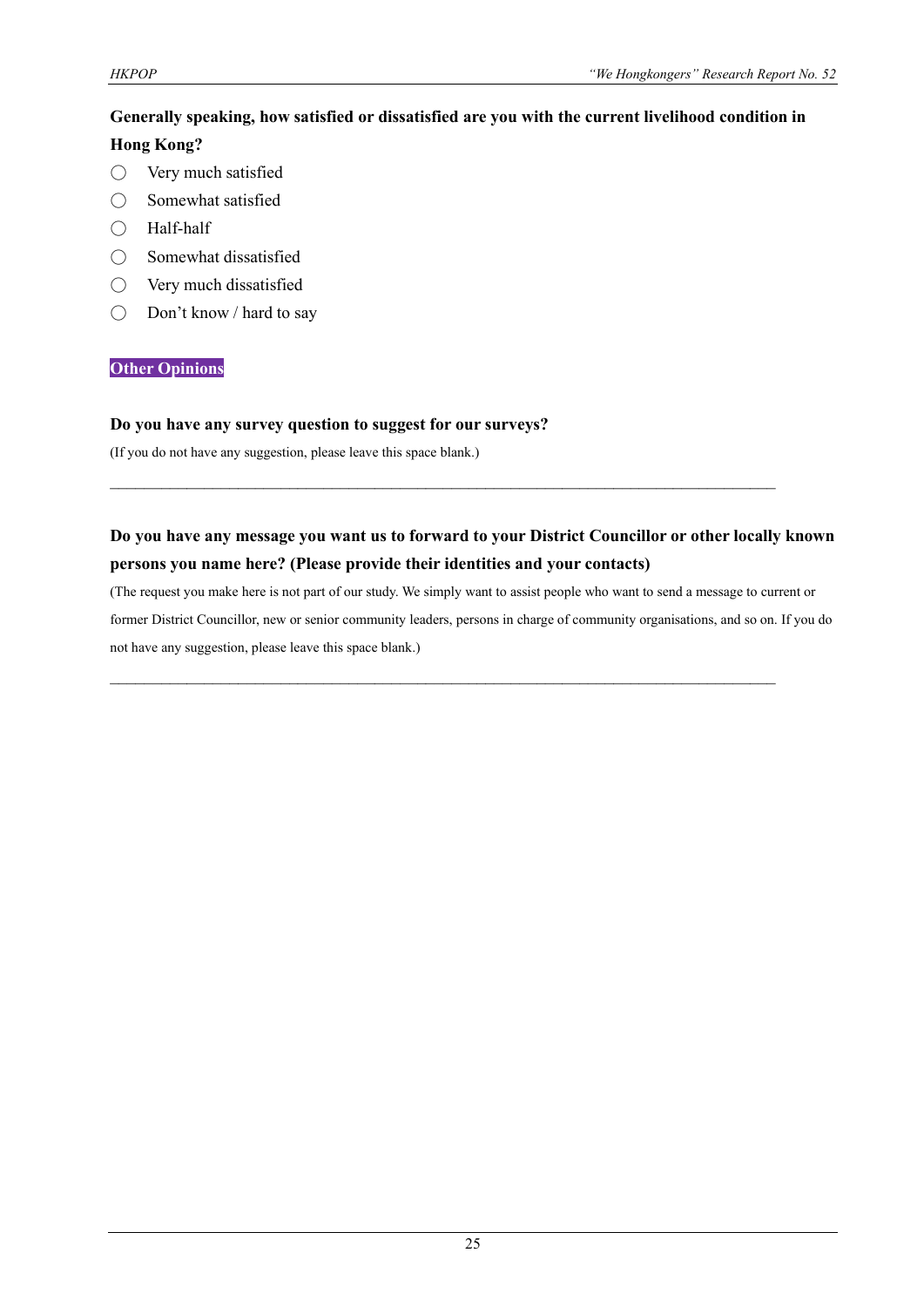**Generally speaking, how satisfied or dissatisfied are you with the current livelihood condition in Hong Kong?**

- ◯ Very much satisfied
- ◯ Somewhat satisfied
- ◯ Half-half
- ◯ Somewhat dissatisfied
- ◯ Very much dissatisfied
- ◯ Don't know / hard to say

**Other Opinions**

**Do you have any survey question to suggest for our surveys?**

(If you do not have any suggestion, please leave this space blank.)

\_\_\_\_\_\_\_\_\_\_\_\_\_\_\_\_\_\_\_\_\_\_\_\_\_\_\_\_\_\_\_\_\_\_\_\_\_\_\_\_\_\_\_\_\_\_\_\_\_\_\_\_\_\_\_\_\_\_\_\_\_\_\_\_\_\_\_\_\_\_\_\_\_\_\_\_\_\_

**Do you have any message you want us to forward to your District Councillor or other locally known persons you name here? (Please provide their identities and your contacts)**

(The request you make here is not part of our study. We simply want to assist people who want to send a message to current or former District Councillor, new or senior community leaders, persons in charge of community organisations, and so on. If you do not have any suggestion, please leave this space blank.)

\_\_\_\_\_\_\_\_\_\_\_\_\_\_\_\_\_\_\_\_\_\_\_\_\_\_\_\_\_\_\_\_\_\_\_\_\_\_\_\_\_\_\_\_\_\_\_\_\_\_\_\_\_\_\_\_\_\_\_\_\_\_\_\_\_\_\_\_\_\_\_\_\_\_\_\_\_\_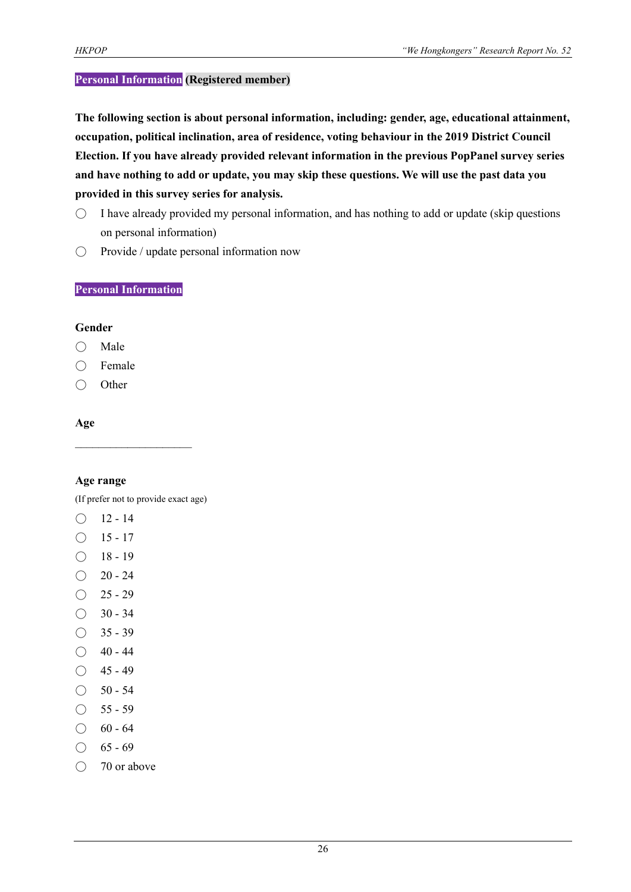**Personal Information (Registered member)**

**The following section is about personal information, including: gender, age, educational attainment, occupation, political inclination, area of residence, voting behaviour in the 2019 District Council Election. If you have already provided relevant information in the previous PopPanel survey series and have nothing to add or update, you may skip these questions. We will use the past data you provided in this survey series for analysis.**

- ◯ I have already provided my personal information, and has nothing to add or update (skip questions on personal information)
- ◯ Provide / update personal information now

**Personal Information**

**Gender**

- ◯ Male
- ◯ Female
- ◯ Other

**Age**

____________________

**Age range**

(If prefer not to provide exact age)

- ◯ 12 - 14
- ◯ 15 - 17
- ◯ 18 - 19
- ◯ 20 - 24
- ◯ 25 - 29
- ◯ 30 - 34
- ◯ 35 - 39
- ◯ 40 - 44
- ◯ 45 - 49
- ◯ 50 - 54
- ◯ 55 - 59
- ◯ 60 - 64
- ◯ 65 - 69
- ◯ 70 or above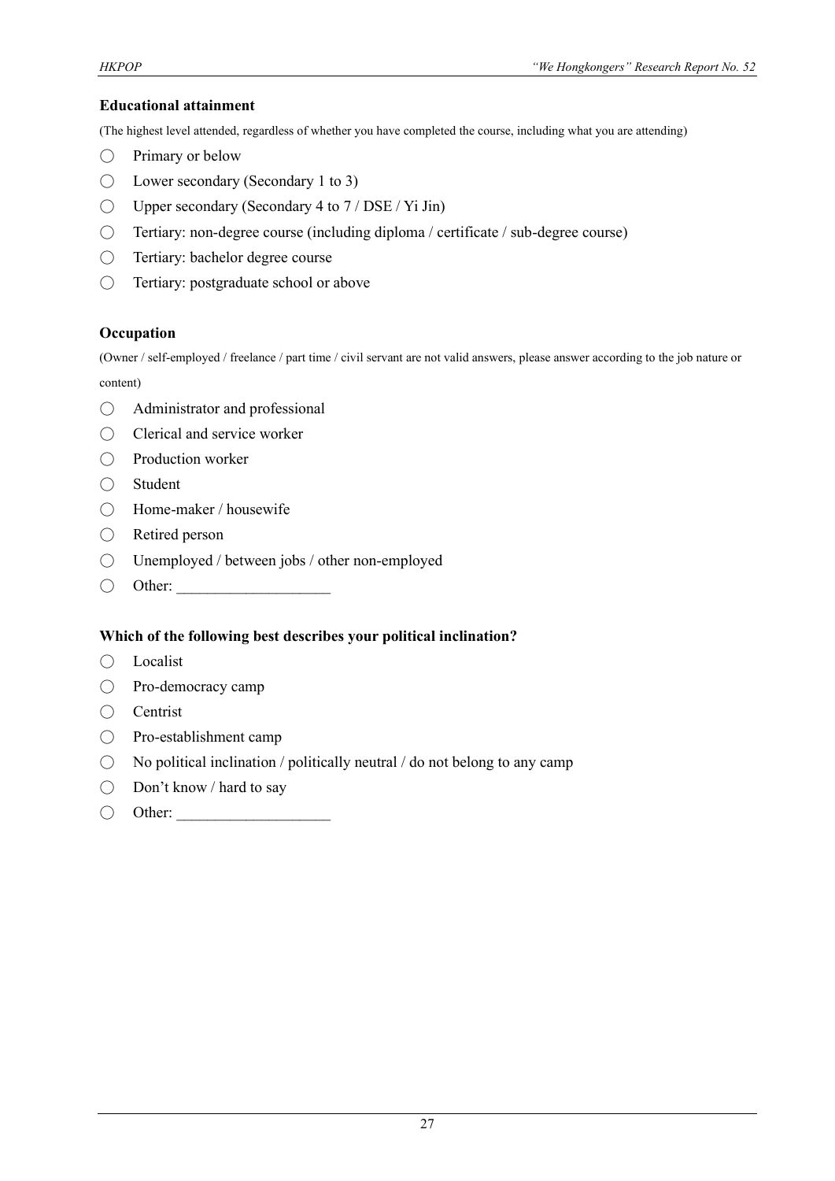**Educational attainment**

(The highest level attended, regardless of whether you have completed the course, including what you are attending)

- ◯ Primary or below
- ◯ Lower secondary (Secondary 1 to 3)
- ◯ Upper secondary (Secondary 4 to 7 / DSE / Yi Jin)
- ◯ Tertiary: non-degree course (including diploma / certificate / sub-degree course)
- ◯ Tertiary: bachelor degree course
- ◯ Tertiary: postgraduate school or above

**Occupation**

(Owner / self-employed / freelance / part time / civil servant are not valid answers, please answer according to the job nature or content)

- ◯ Administrator and professional
- ◯ Clerical and service worker
- ◯ Production worker
- ◯ Student
- ◯ Home-maker / housewife
- ◯ Retired person
- ◯ Unemployed / between jobs / other non-employed
- ◯ Other: ____________________

**Which of the following best describes your political inclination?**

- ◯ Localist
- ◯ Pro-democracy camp
- ◯ Centrist
- ◯ Pro-establishment camp
- ◯ No political inclination / politically neutral / do not belong to any camp
- ◯ Don't know / hard to say
- ◯ Other: ____________________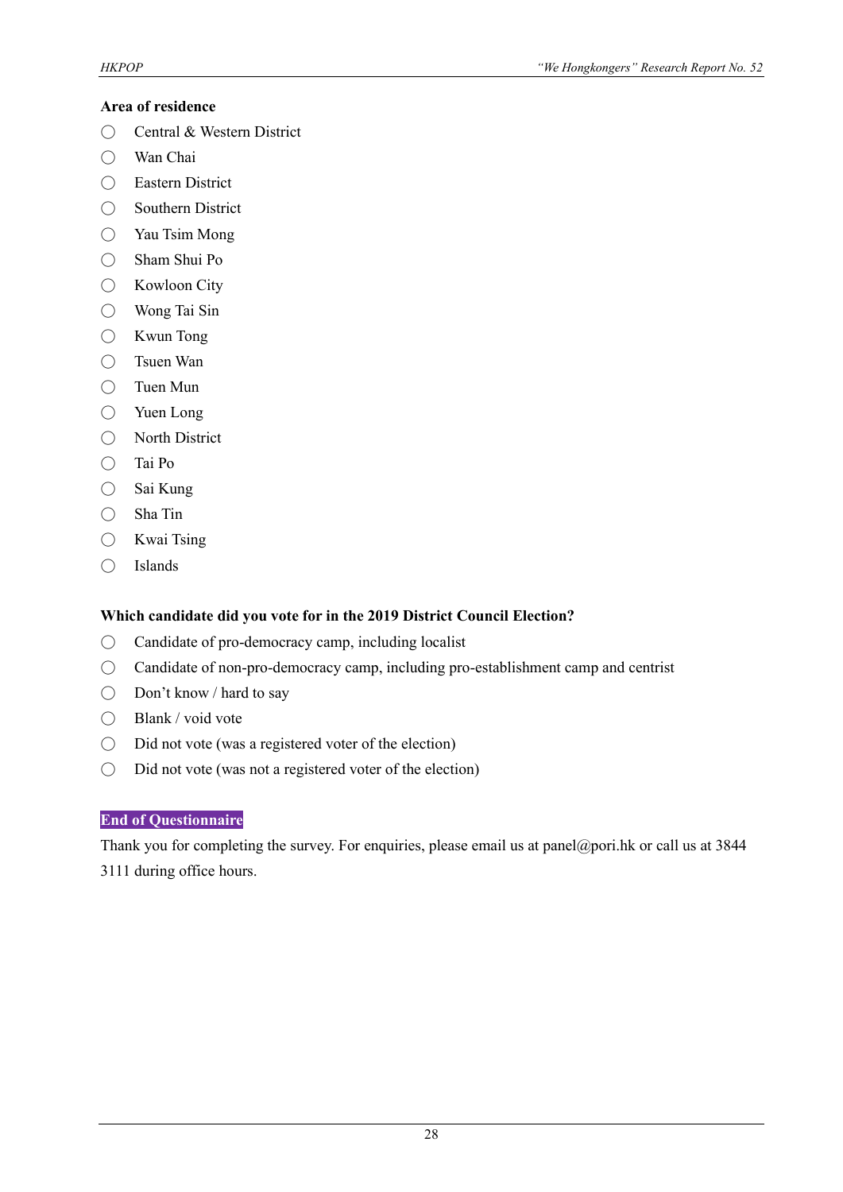**Area of residence**

- ◯ Central & Western District
- ◯ Wan Chai
- ◯ Eastern District
- ◯ Southern District
- ◯ Yau Tsim Mong
- ◯ Sham Shui Po
- ◯ Kowloon City
- ◯ Wong Tai Sin
- ◯ Kwun Tong
- ◯ Tsuen Wan
- ◯ Tuen Mun
- ◯ Yuen Long
- ◯ North District
- ◯ Tai Po
- ◯ Sai Kung
- ◯ Sha Tin
- ◯ Kwai Tsing
- ◯ Islands

**Which candidate did you vote for in the 2019 District Council Election?**

- ◯ Candidate of pro-democracy camp, including localist
- ◯ Candidate of non-pro-democracy camp, including pro-establishment camp and centrist
- ◯ Don't know / hard to say
- ◯ Blank / void vote
- ◯ Did not vote (was a registered voter of the election)
- ◯ Did not vote (was not a registered voter of the election)

**End of Questionnaire**

Thank you for completing the survey. For enquiries, please email us at panel@pori.hk or call us at 3844 3111 during office hours.